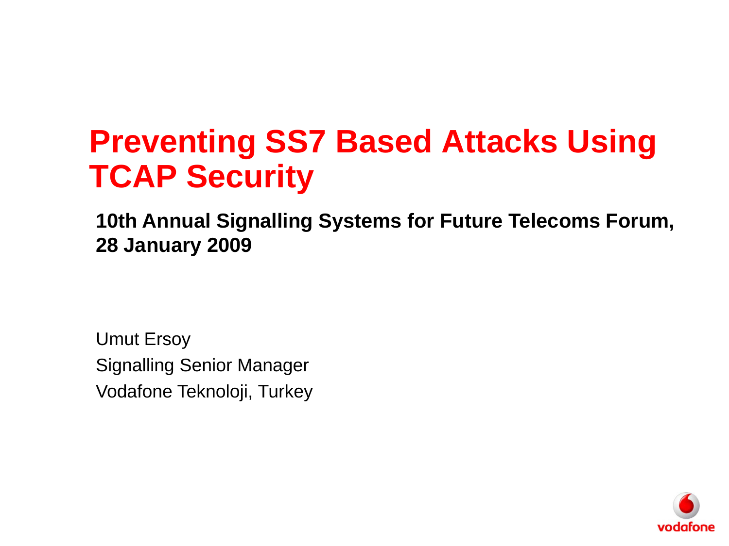# Preventing SS7 Based Attacks Using TCAP Security

**10th Annual Signalling Systems for Future Telecoms Forum, 28 January 2009**

Umut Ersoy

Signalling Senior Manager

Vodafone Teknoloji, Turkey

vodafone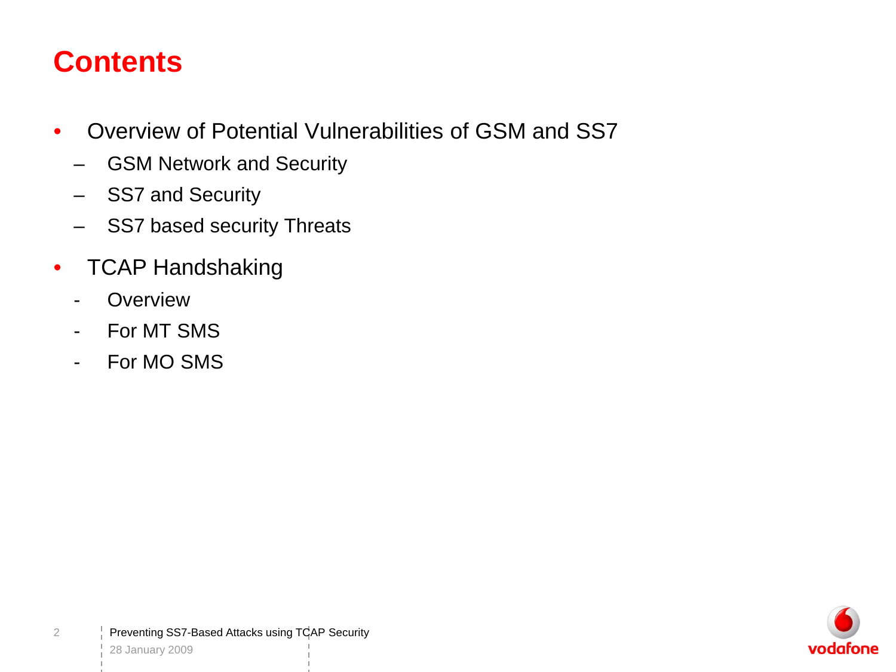# Contents

- Overview of Potential Vulnerabilities of GSM and SS7
  - GSM Network and Security
  - SS7 and Security
  - SS7 based security Threats
- TCAP Handshaking
  - Overview
  - For MT SMS
  - For MO SMS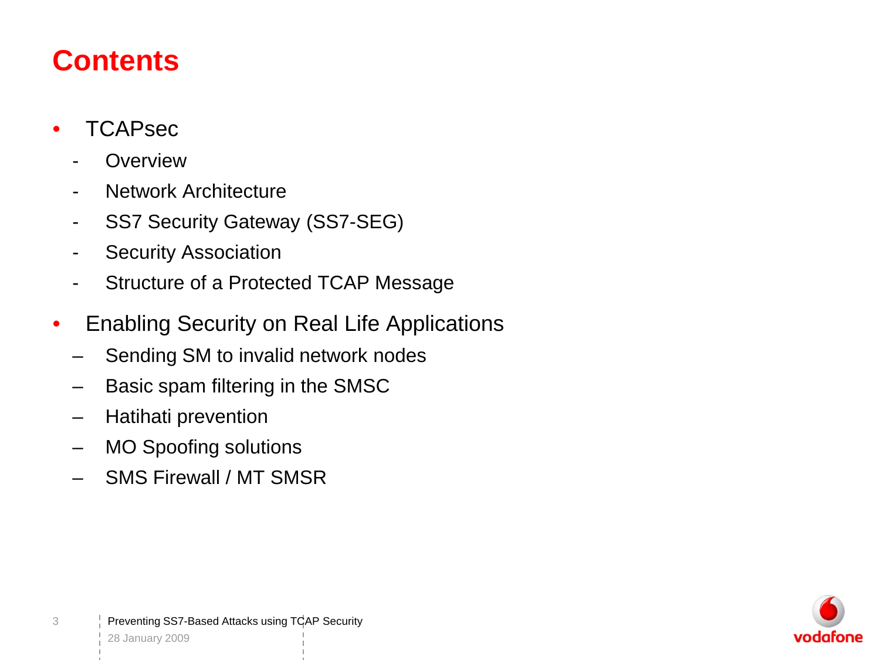# Contents

- TCAPsec
  - Overview
  - Network Architecture
  - SS7 Security Gateway (SS7-SEG)
  - Security Association
  - Structure of a Protected TCAP Message
- Enabling Security on Real Life Applications
  - Sending SM to invalid network nodes
  - Basic spam filtering in the SMSC
  - Hatihati prevention
  - MO Spoofing solutions
  - SMS Firewall / MT SMSR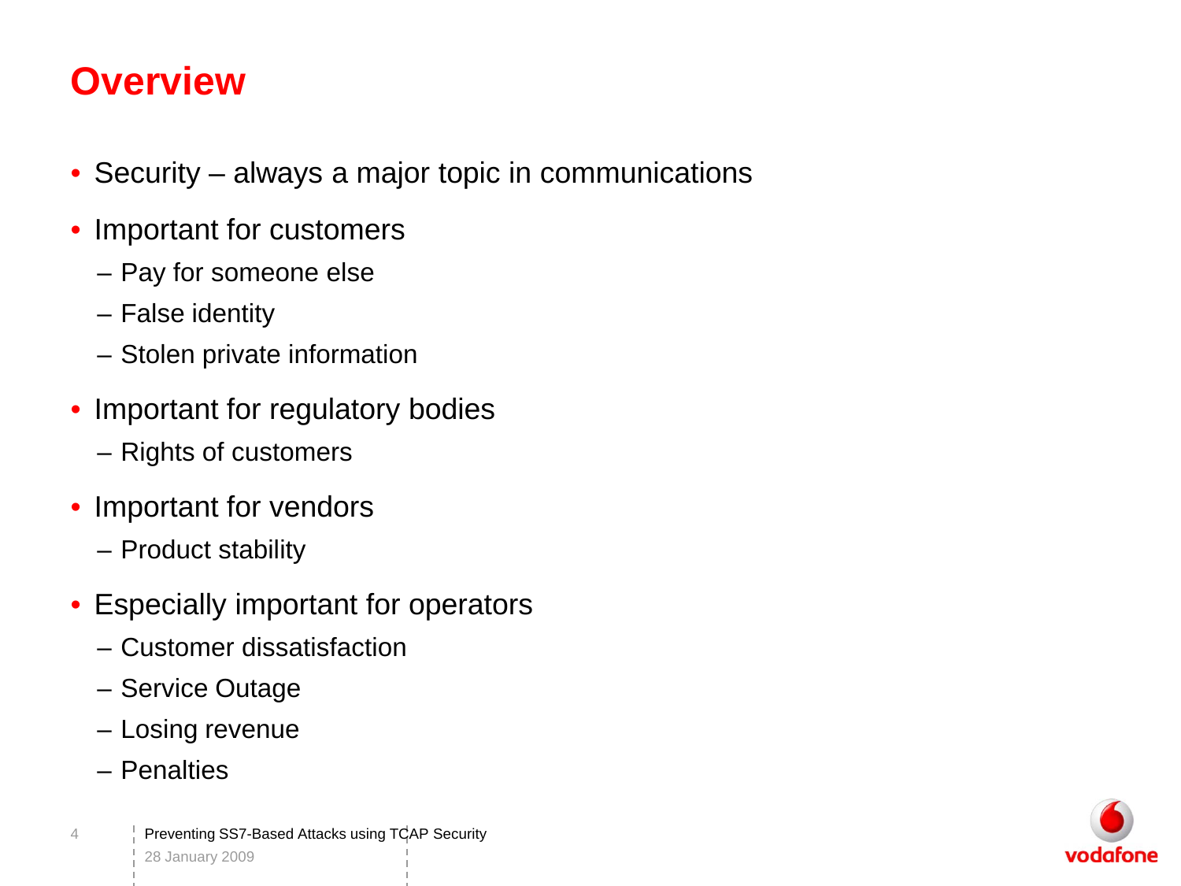# Overview

- Security – always a major topic in communications
- Important for customers
  - Pay for someone else
  - False identity
  - Stolen private information
- Important for regulatory bodies
  - Rights of customers
- Important for vendors
  - Product stability
- Especially important for operators
  - Customer dissatisfaction
  - Service Outage
  - Losing revenue
  - Penalties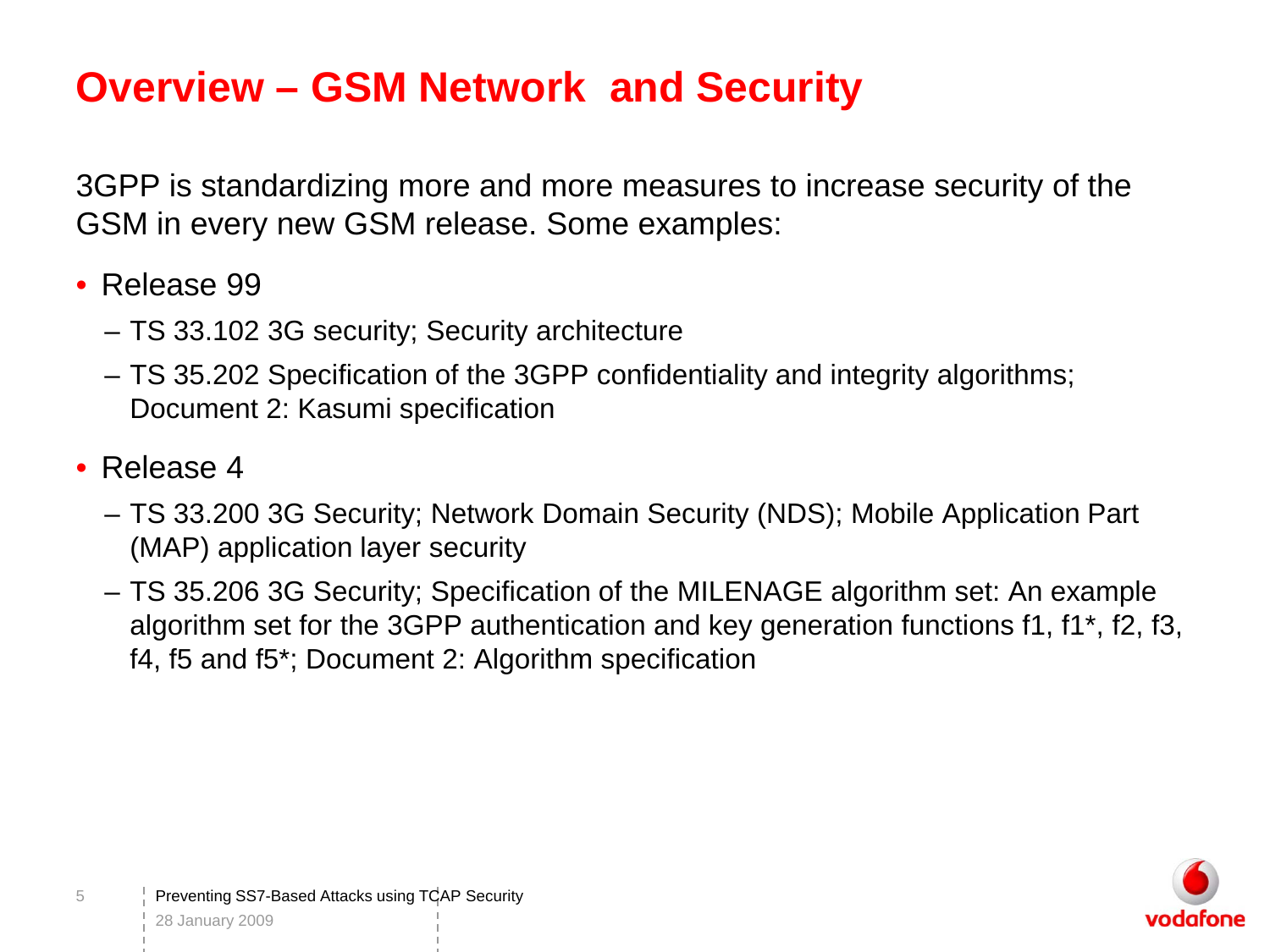# Overview – GSM Network and Security

3GPP is standardizing more and more measures to increase security of the GSM in every new GSM release. Some examples:

- Release 99
  - TS 33.102 3G security; Security architecture
  - TS 35.202 Specification of the 3GPP confidentiality and integrity algorithms; Document 2: Kasumi specification
- Release 4
  - TS 33.200 3G Security; Network Domain Security (NDS); Mobile Application Part (MAP) application layer security
  - TS 35.206 3G Security; Specification of the MILENAGE algorithm set: An example algorithm set for the 3GPP authentication and key generation functions f1, f1*, f2, f3, f4, f5 and f5*; Document 2: Algorithm specification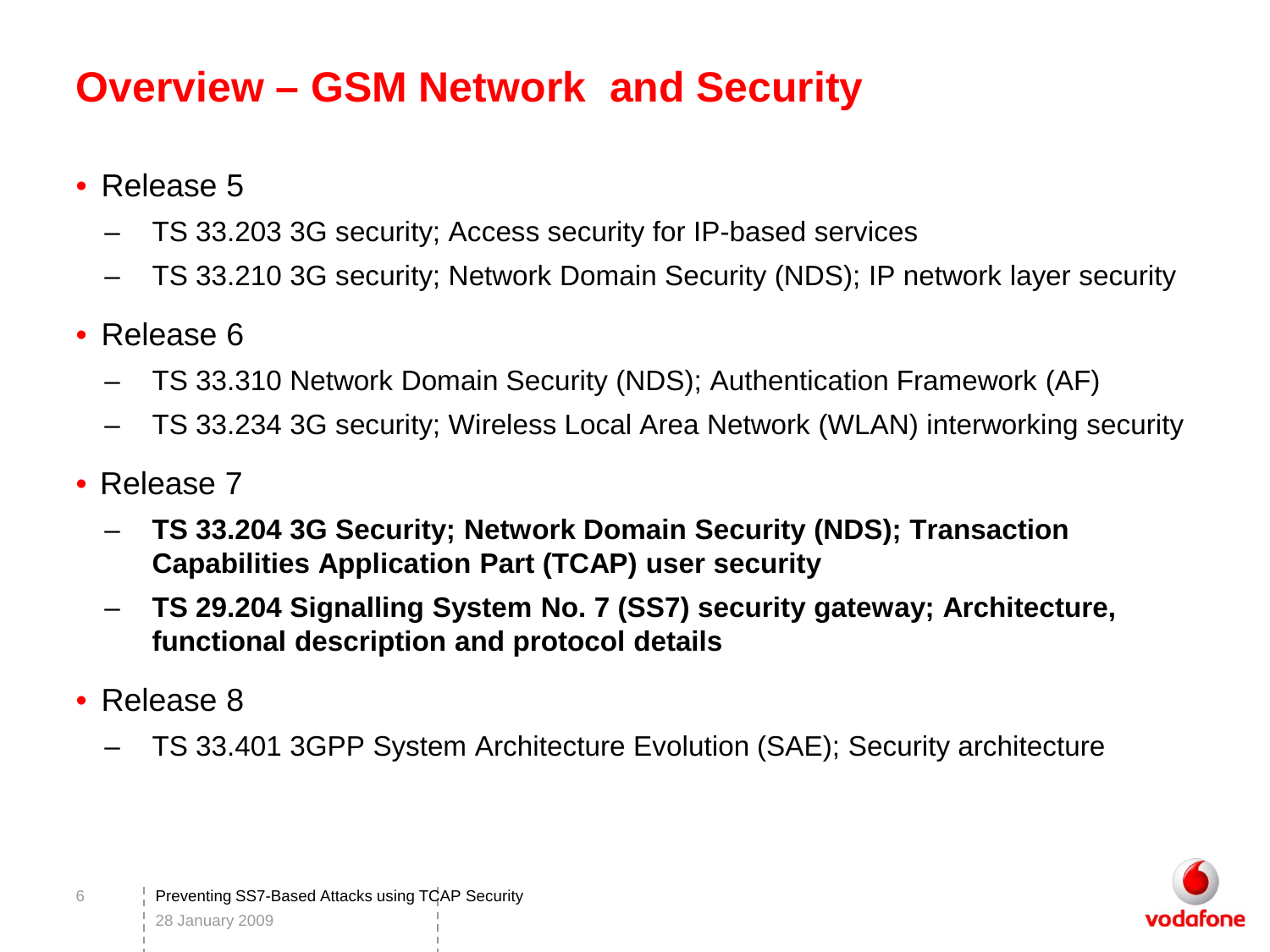# Overview – GSM Network and Security

- Release 5
  - TS 33.203 3G security; Access security for IP-based services
  - TS 33.210 3G security; Network Domain Security (NDS); IP network layer security
- Release 6
  - TS 33.310 Network Domain Security (NDS); Authentication Framework (AF)
  - TS 33.234 3G security; Wireless Local Area Network (WLAN) interworking security
- Release 7
  - **TS 33.204 3G Security; Network Domain Security (NDS); Transaction Capabilities Application Part (TCAP) user security**
  - **TS 29.204 Signalling System No. 7 (SS7) security gateway; Architecture, functional description and protocol details**
- Release 8
  - TS 33.401 3GPP System Architecture Evolution (SAE); Security architecture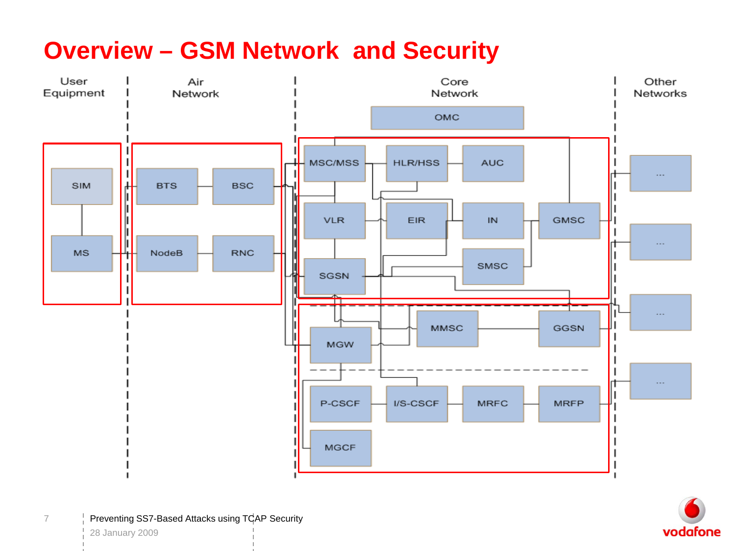# Overview – GSM Network and Security

User Equipment | Air Network | Core Network | Other Networks

OMC

SIM, MS

BTS, BSC, NodeB, RNC

MSC/MSS, HLR/HSS, AUC, VLR, EIR, IN, GMSC, SMSC, SGSN

MGW, MMSC, GGSN

P-CSCF, I/S-CSCF, MRFC, MRFP, MGCF

...

...

...

...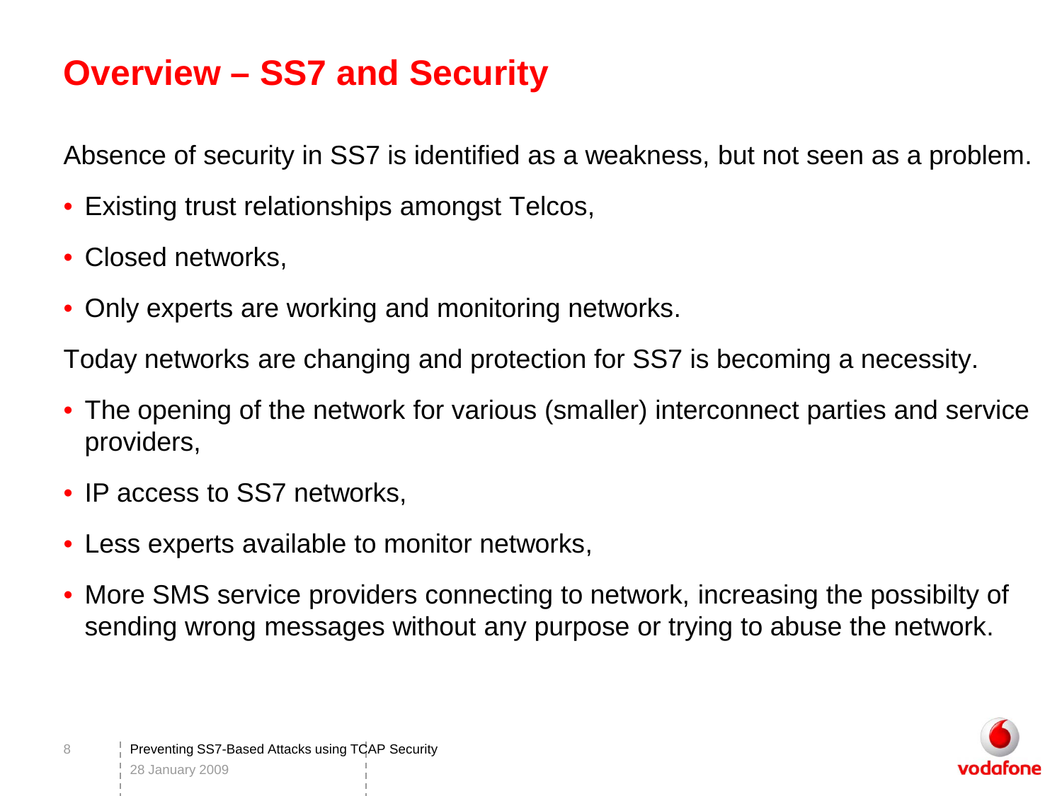# Overview – SS7 and Security

Absence of security in SS7 is identified as a weakness, but not seen as a problem.

- Existing trust relationships amongst Telcos,
- Closed networks,
- Only experts are working and monitoring networks.

Today networks are changing and protection for SS7 is becoming a necessity.

- The opening of the network for various (smaller) interconnect parties and service providers,
- IP access to SS7 networks,
- Less experts available to monitor networks,
- More SMS service providers connecting to network, increasing the possibilty of sending wrong messages without any purpose or trying to abuse the network.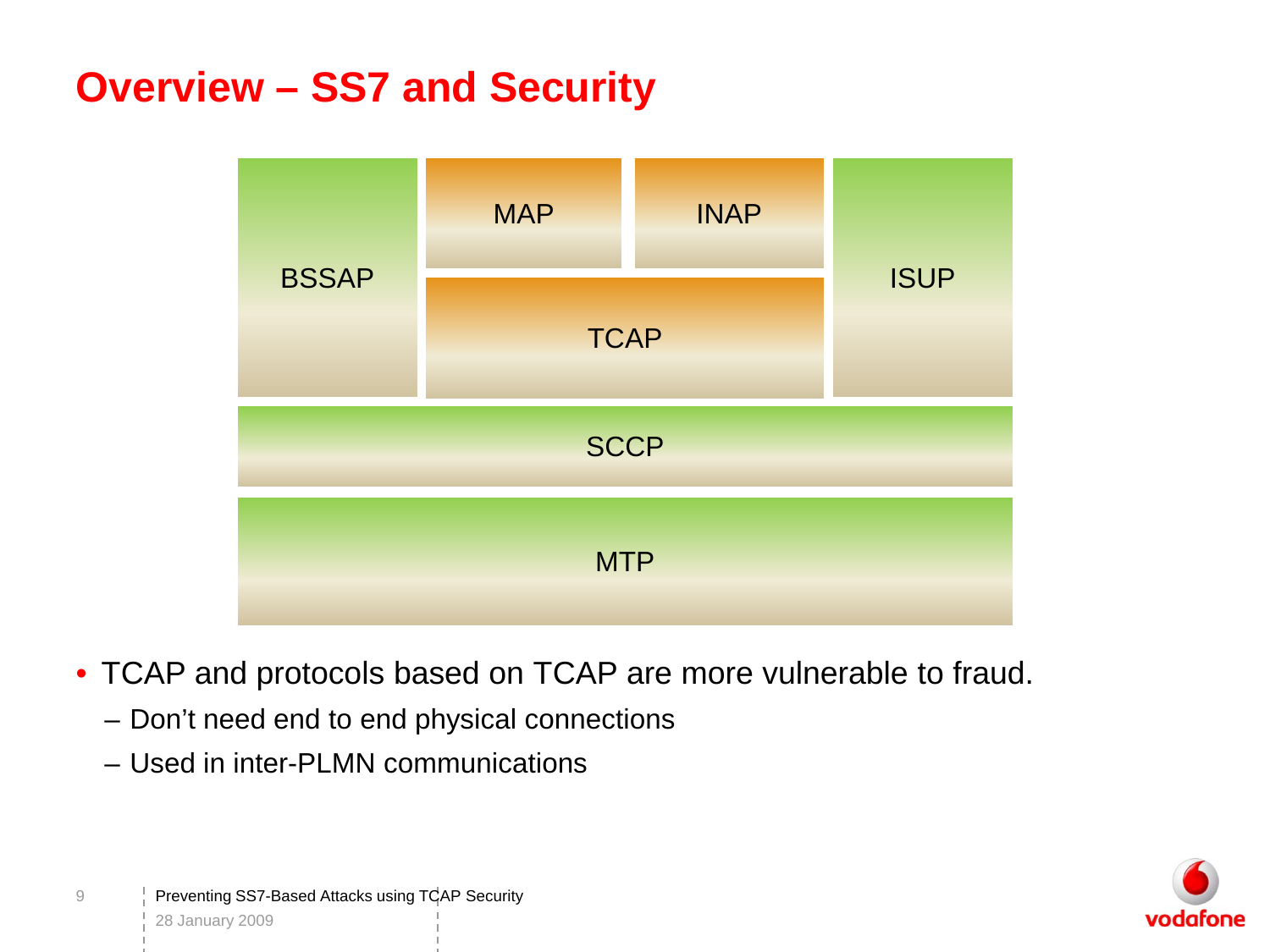# Overview – SS7 and Security

| BSSAP | MAP | INAP | ISUP |
|---|---|---|---|
| | TCAP | | |
| SCCP | | | |
| MTP | | | |

- TCAP and protocols based on TCAP are more vulnerable to fraud.
  - Don't need end to end physical connections
  - Used in inter-PLMN communications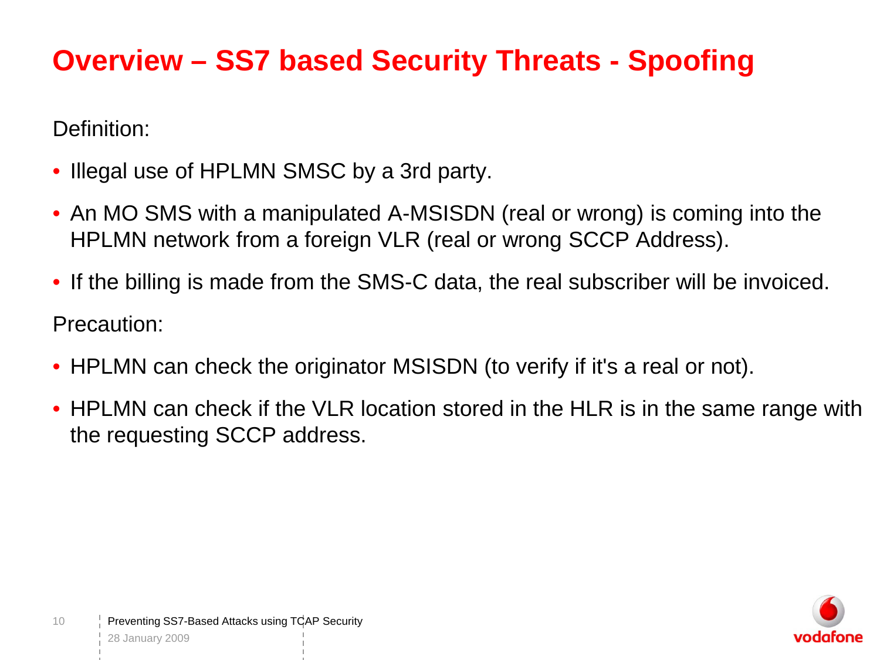# Overview – SS7 based Security Threats - Spoofing

Definition:

- Illegal use of HPLMN SMSC by a 3rd party.
- An MO SMS with a manipulated A-MSISDN (real or wrong) is coming into the HPLMN network from a foreign VLR (real or wrong SCCP Address).
- If the billing is made from the SMS-C data, the real subscriber will be invoiced.

Precaution:

- HPLMN can check the originator MSISDN (to verify if it's a real or not).
- HPLMN can check if the VLR location stored in the HLR is in the same range with the requesting SCCP address.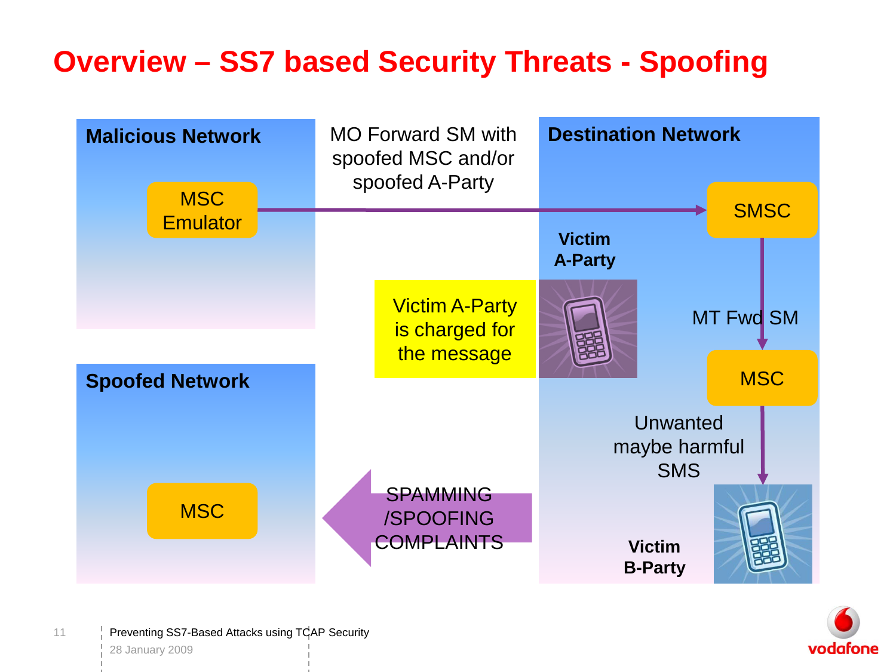# Overview – SS7 based Security Threats - Spoofing

**Malicious Network**

MSC Emulator

MO Forward SM with spoofed MSC and/or spoofed A-Party

**Destination Network**

SMSC

**Victim A-Party**

Victim A-Party is charged for the message

MT Fwd SM

MSC

Unwanted maybe harmful SMS

**Victim B-Party**

**Spoofed Network**

MSC

SPAMMING /SPOOFING COMPLAINTS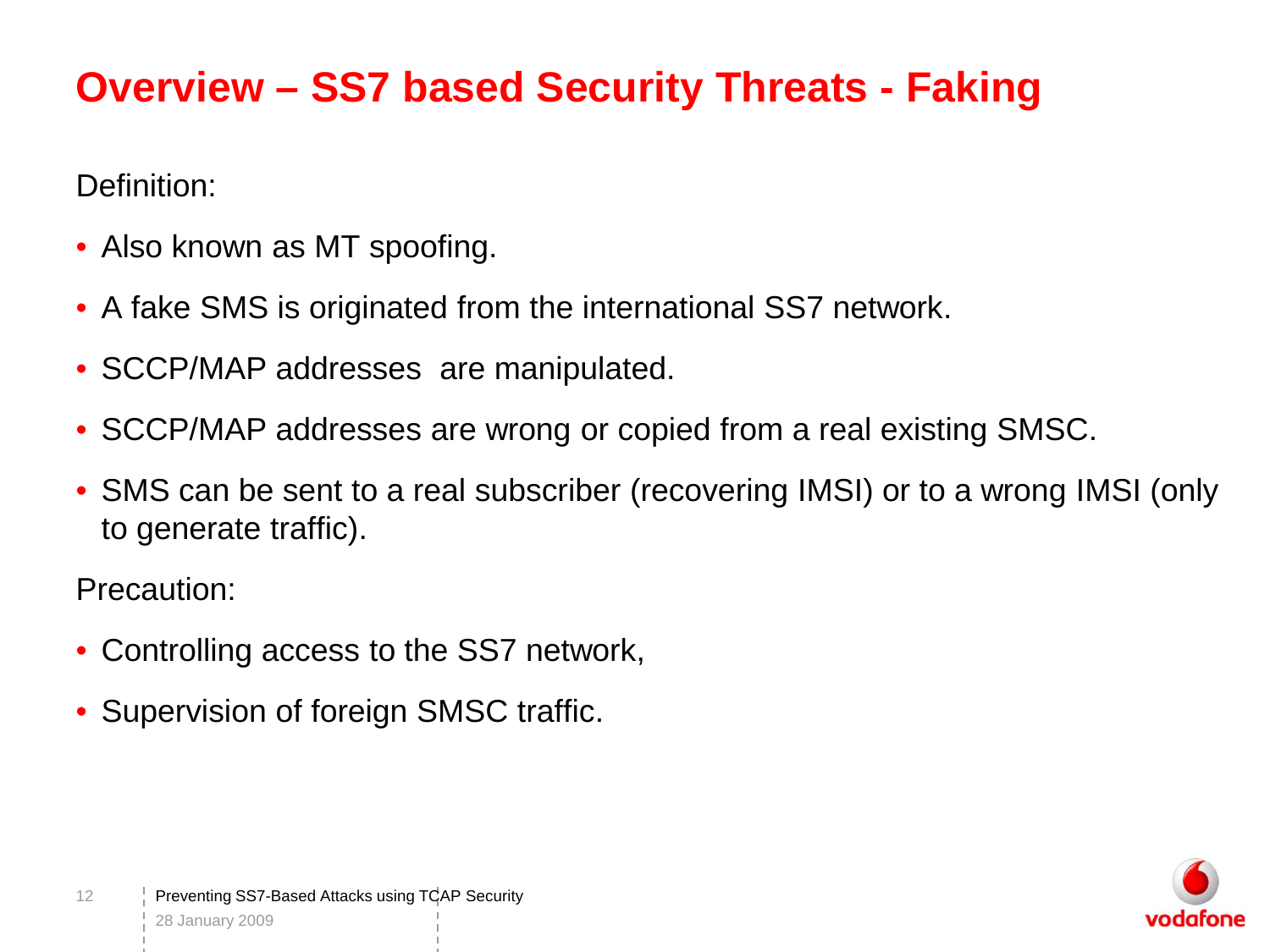# Overview – SS7 based Security Threats - Faking

Definition:

- Also known as MT spoofing.
- A fake SMS is originated from the international SS7 network.
- SCCP/MAP addresses  are manipulated.
- SCCP/MAP addresses are wrong or copied from a real existing SMSC.
- SMS can be sent to a real subscriber (recovering IMSI) or to a wrong IMSI (only to generate traffic).

Precaution:

- Controlling access to the SS7 network,
- Supervision of foreign SMSC traffic.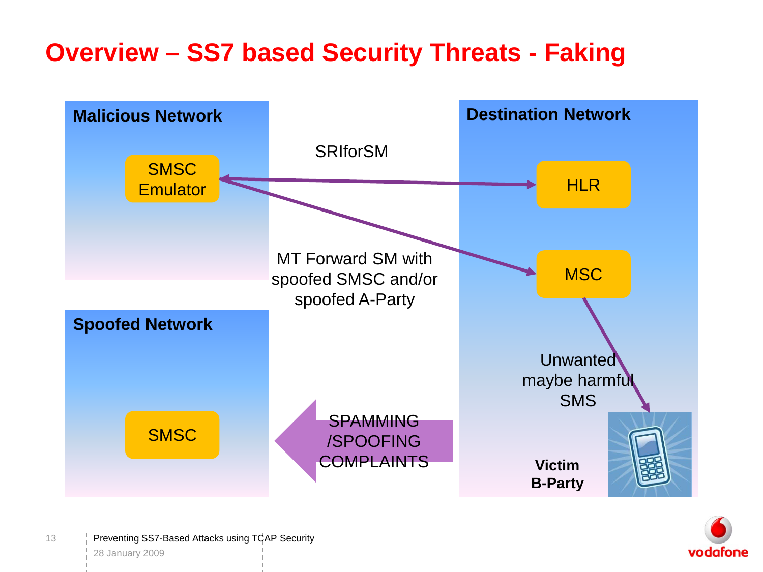# Overview – SS7 based Security Threats - Faking

**Malicious Network**

SMSC Emulator

**Destination Network**

HLR

MSC

SRIforSM

MT Forward SM with spoofed SMSC and/or spoofed A-Party

Unwanted maybe harmful SMS

**Victim B-Party**

**Spoofed Network**

SMSC

SPAMMING /SPOOFING COMPLAINTS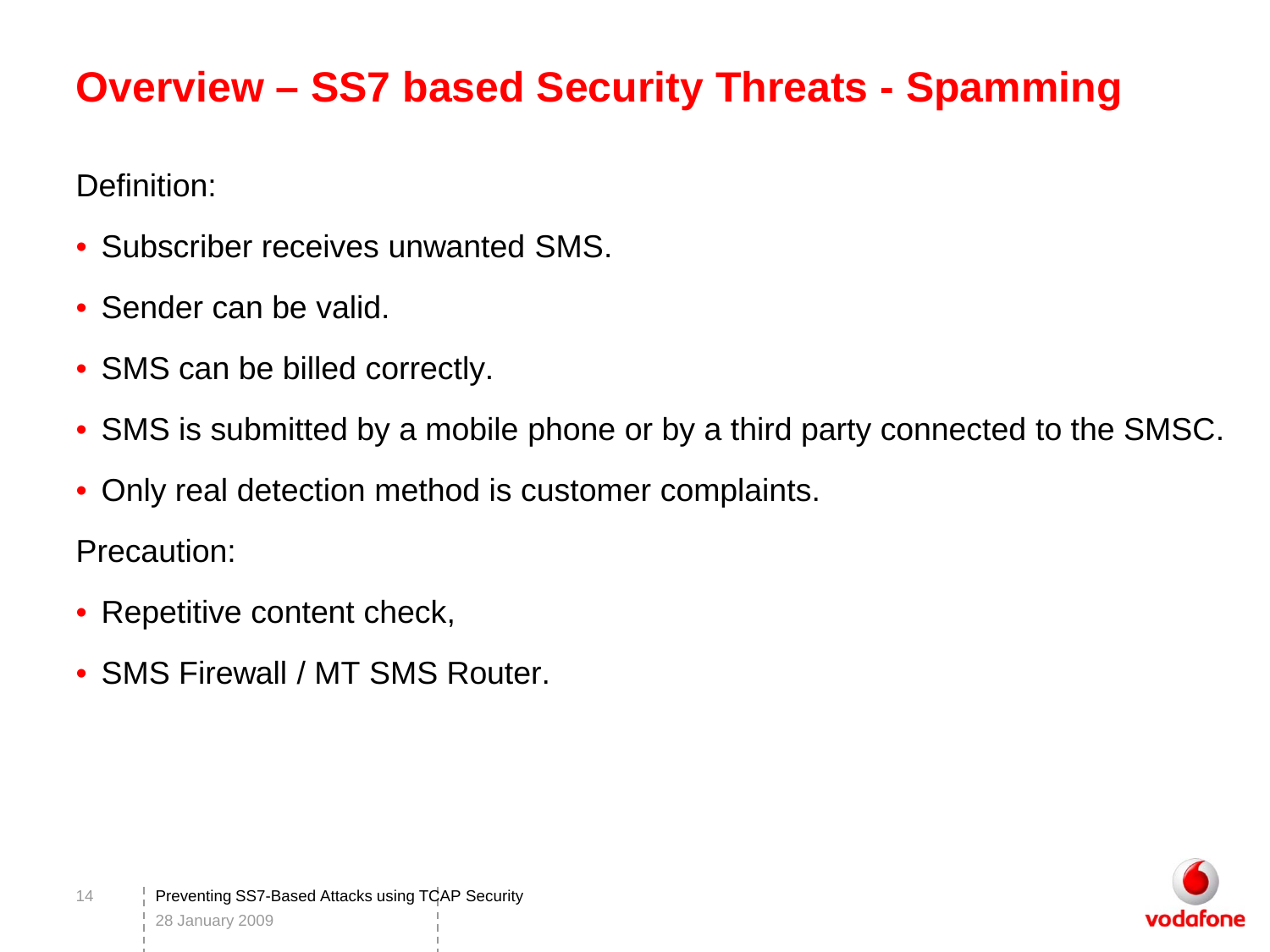# Overview – SS7 based Security Threats - Spamming

Definition:

- Subscriber receives unwanted SMS.
- Sender can be valid.
- SMS can be billed correctly.
- SMS is submitted by a mobile phone or by a third party connected to the SMSC.
- Only real detection method is customer complaints.

Precaution:

- Repetitive content check,
- SMS Firewall / MT SMS Router.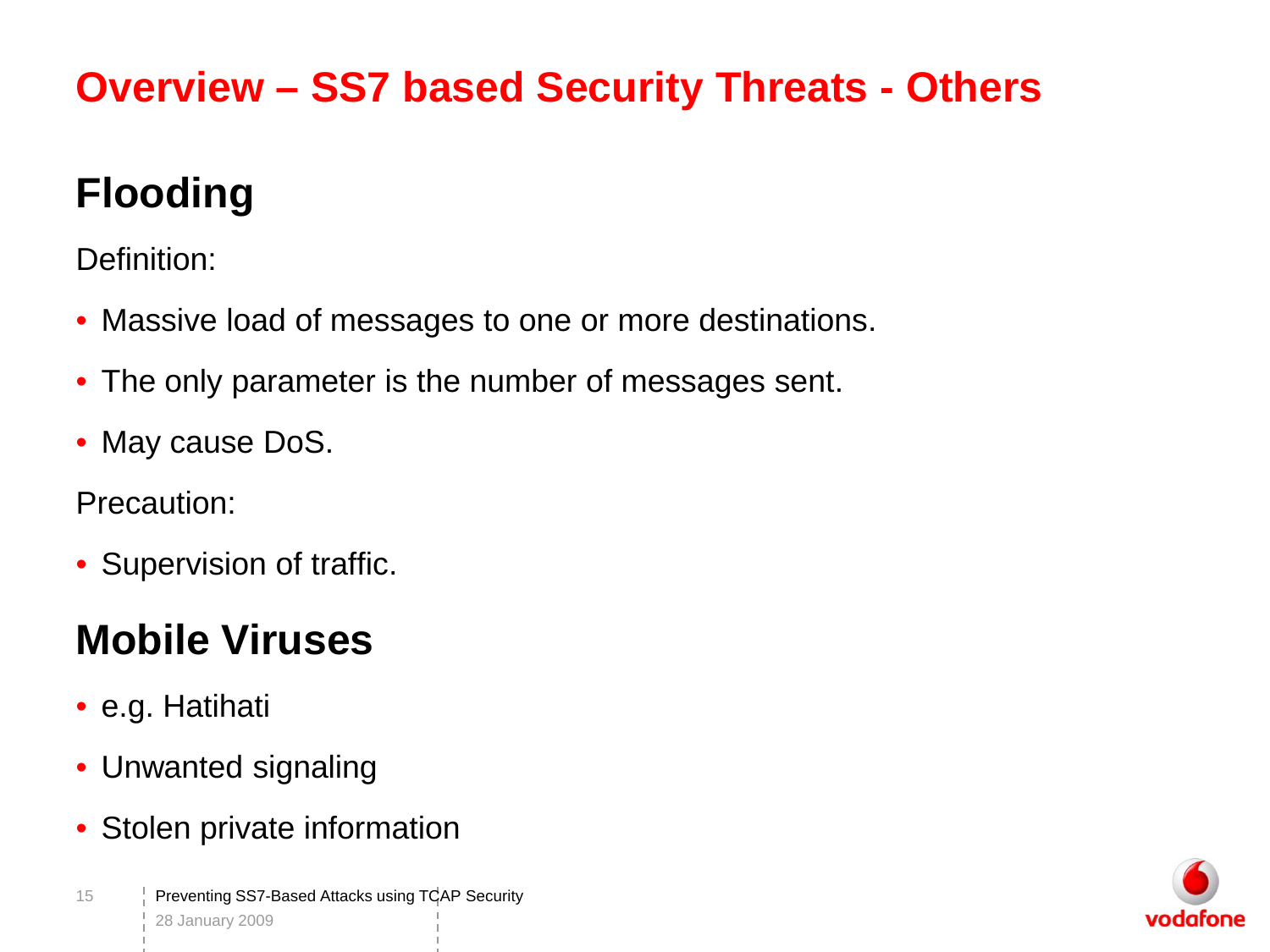# Overview – SS7 based Security Threats - Others

## Flooding

Definition:

- Massive load of messages to one or more destinations.
- The only parameter is the number of messages sent.
- May cause DoS.

Precaution:

- Supervision of traffic.

## Mobile Viruses

- e.g. Hatihati
- Unwanted signaling
- Stolen private information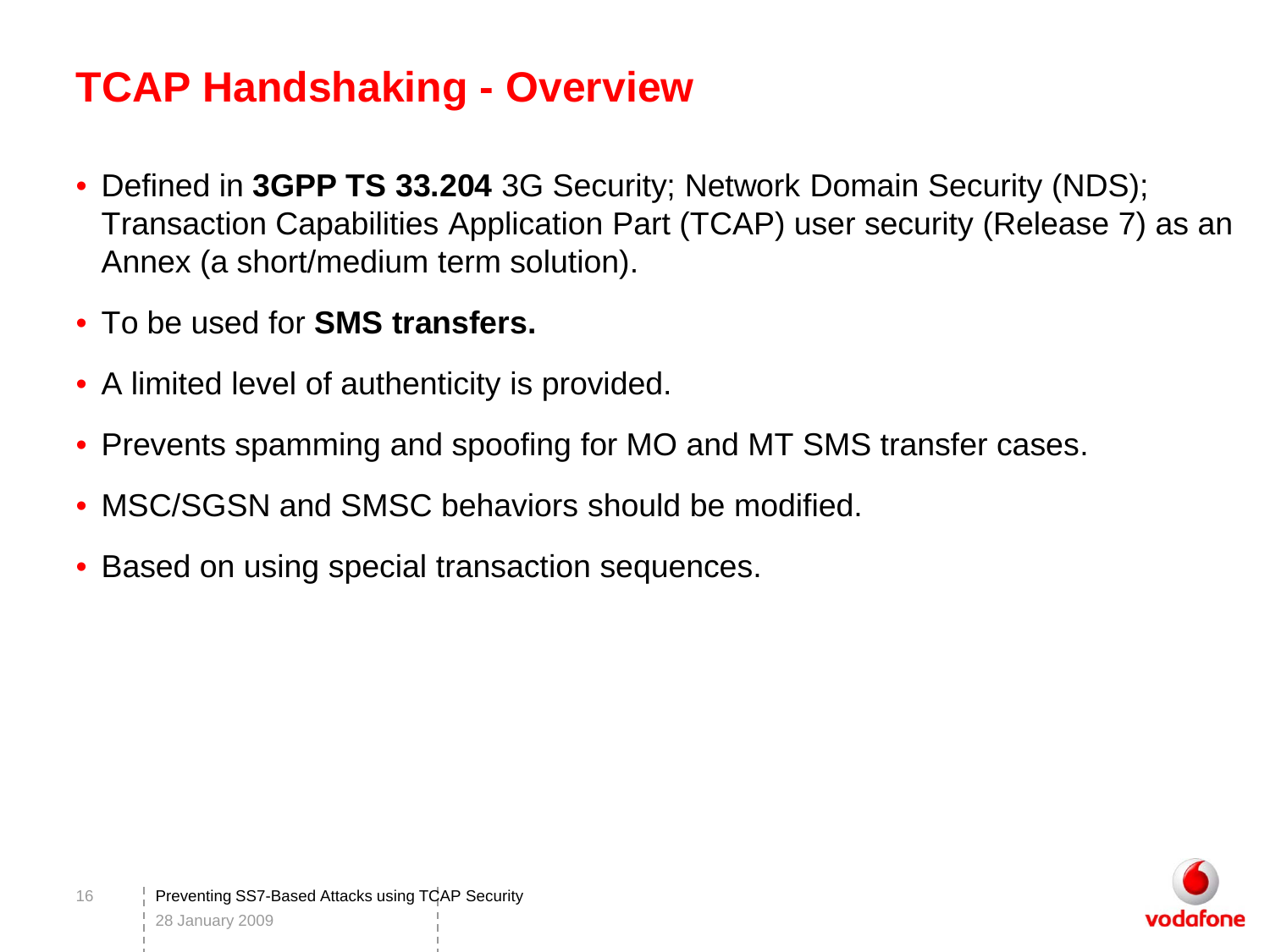# TCAP Handshaking - Overview

- Defined in **3GPP TS 33.204** 3G Security; Network Domain Security (NDS); Transaction Capabilities Application Part (TCAP) user security (Release 7) as an Annex (a short/medium term solution).
- To be used for **SMS transfers.**
- A limited level of authenticity is provided.
- Prevents spamming and spoofing for MO and MT SMS transfer cases.
- MSC/SGSN and SMSC behaviors should be modified.
- Based on using special transaction sequences.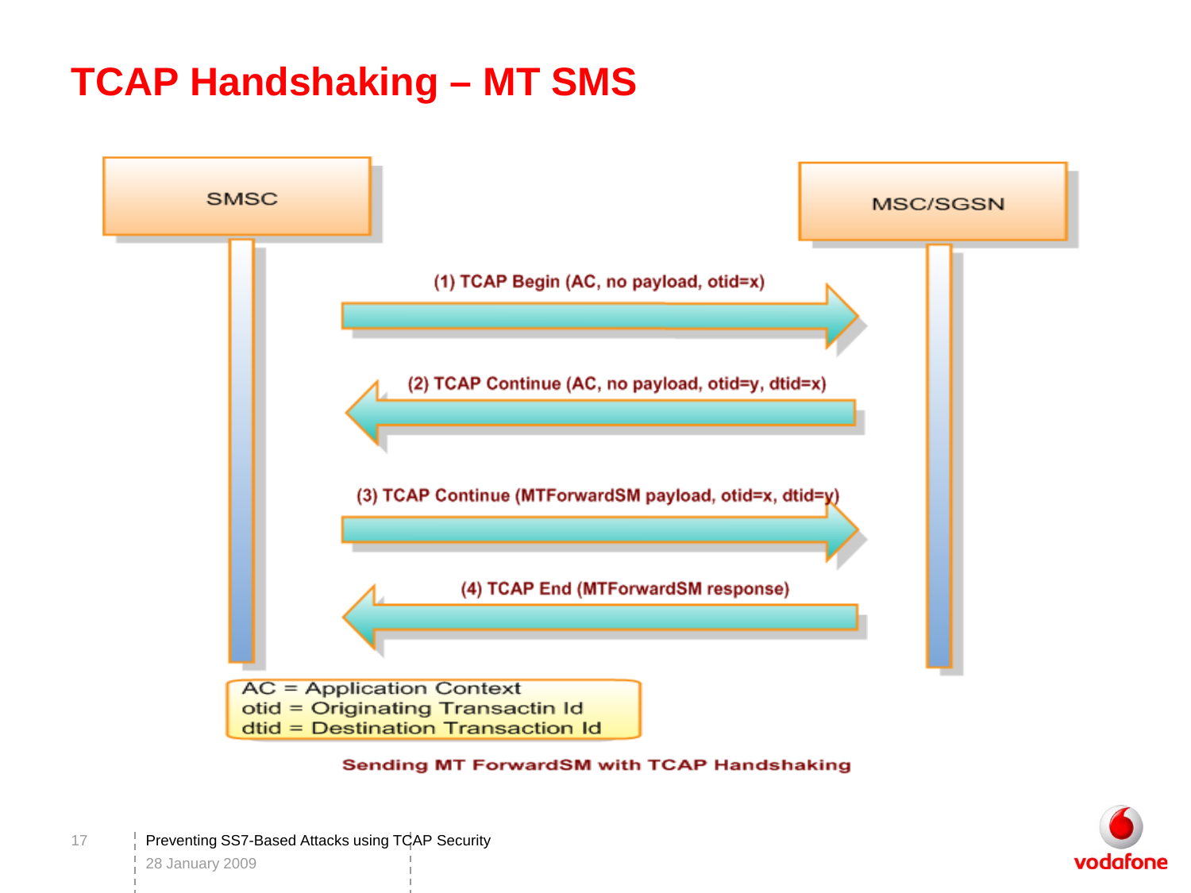# TCAP Handshaking – MT SMS

SMSC

MSC/SGSN

(1) TCAP Begin (AC, no payload, otid=x)

(2) TCAP Continue (AC, no payload, otid=y, dtid=x)

(3) TCAP Continue (MTForwardSM payload, otid=x, dtid=y)

(4) TCAP End (MTForwardSM response)

AC = Application Context
otid = Originating Transactin Id
dtid = Destination Transaction Id

Sending MT ForwardSM with TCAP Handshaking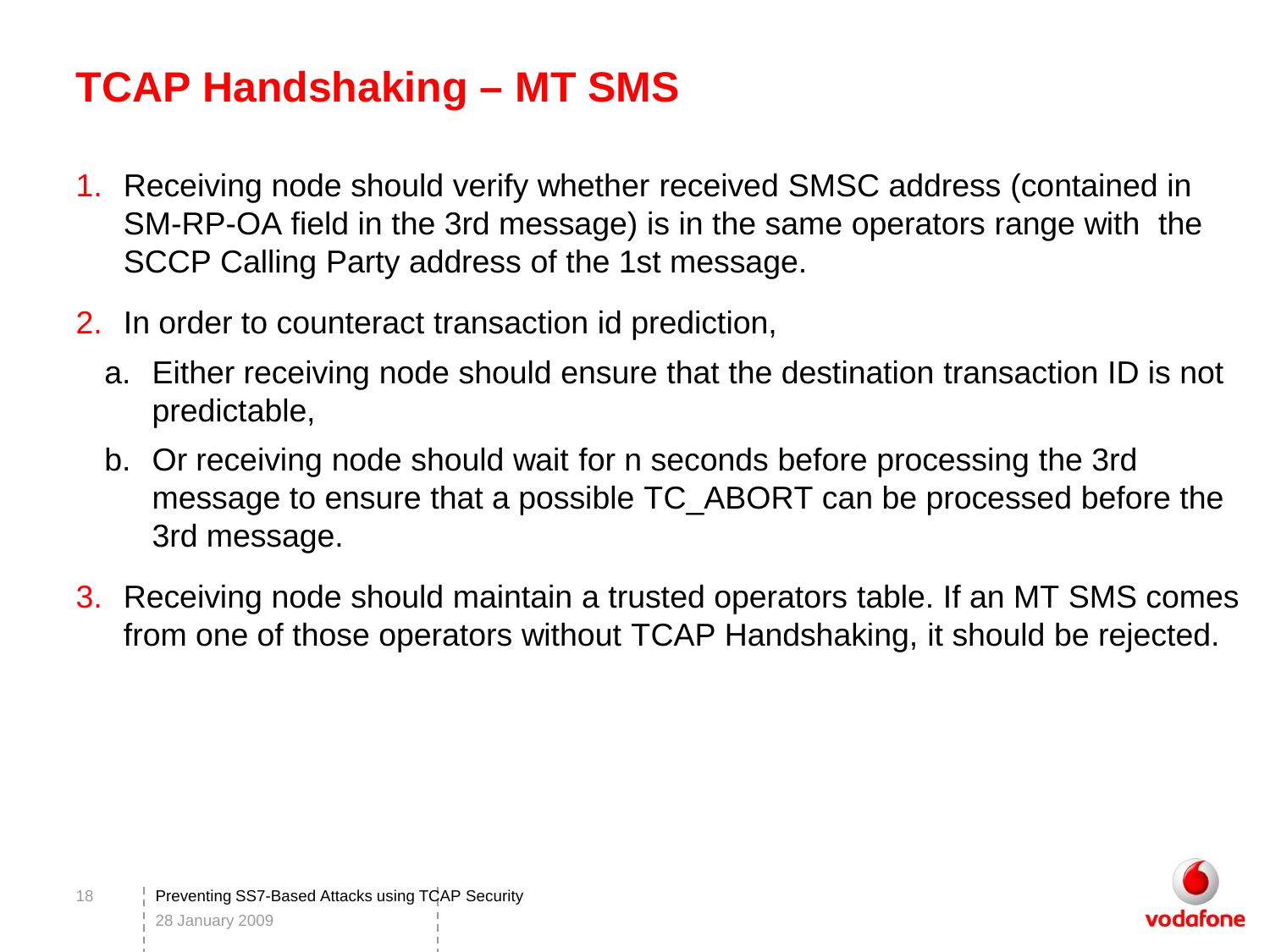# TCAP Handshaking – MT SMS

1. Receiving node should verify whether received SMSC address (contained in SM-RP-OA field in the 3rd message) is in the same operators range with the SCCP Calling Party address of the 1st message.
2. In order to counteract transaction id prediction,
   a. Either receiving node should ensure that the destination transaction ID is not predictable,
   b. Or receiving node should wait for n seconds before processing the 3rd message to ensure that a possible TC_ABORT can be processed before the 3rd message.
3. Receiving node should maintain a trusted operators table. If an MT SMS comes from one of those operators without TCAP Handshaking, it should be rejected.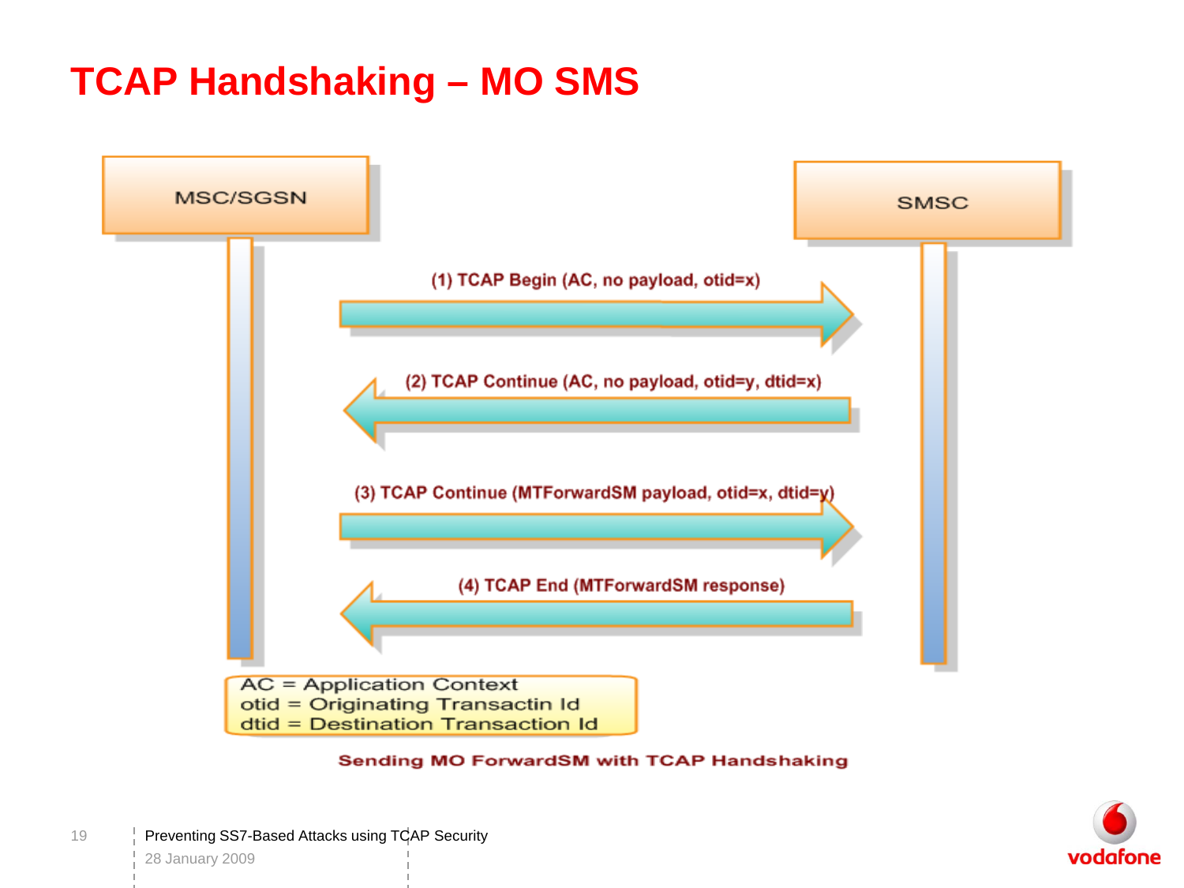# TCAP Handshaking – MO SMS

MSC/SGSN

SMSC

(1) TCAP Begin (AC, no payload, otid=x)

(2) TCAP Continue (AC, no payload, otid=y, dtid=x)

(3) TCAP Continue (MTForwardSM payload, otid=x, dtid=y)

(4) TCAP End (MTForwardSM response)

AC = Application Context
otid = Originating Transactin Id
dtid = Destination Transaction Id

Sending MO ForwardSM with TCAP Handshaking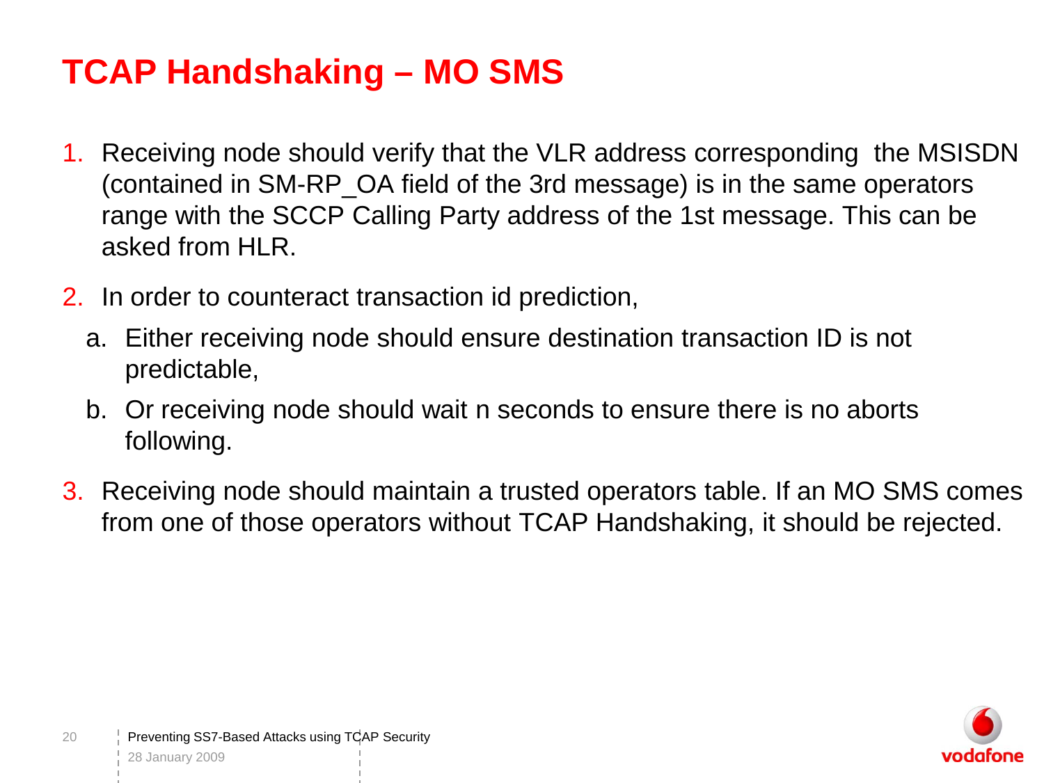# TCAP Handshaking – MO SMS

1. Receiving node should verify that the VLR address corresponding  the MSISDN (contained in SM-RP_OA field of the 3rd message) is in the same operators range with the SCCP Calling Party address of the 1st message. This can be asked from HLR.
2. In order to counteract transaction id prediction,
   a. Either receiving node should ensure destination transaction ID is not predictable,
   b. Or receiving node should wait n seconds to ensure there is no aborts following.
3. Receiving node should maintain a trusted operators table. If an MO SMS comes from one of those operators without TCAP Handshaking, it should be rejected.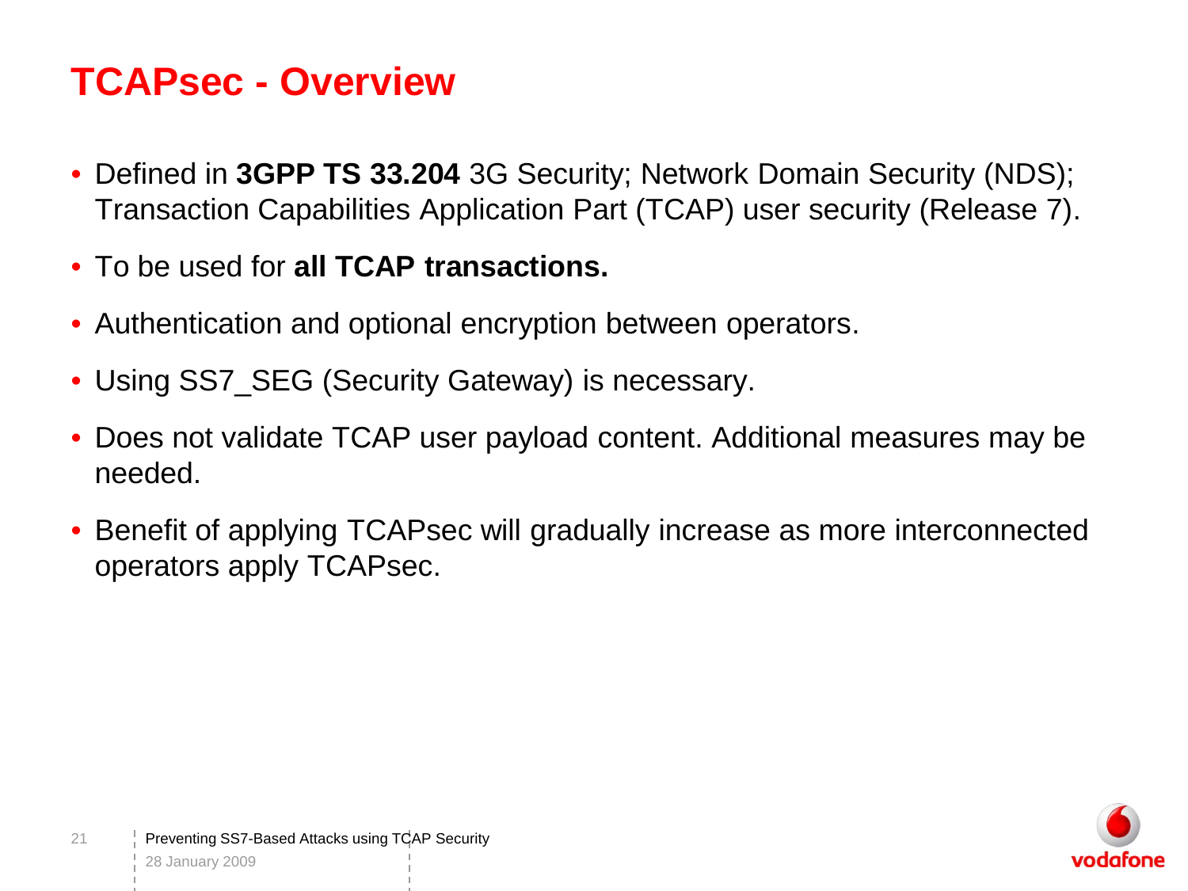# TCAPsec - Overview

- Defined in **3GPP TS 33.204** 3G Security; Network Domain Security (NDS); Transaction Capabilities Application Part (TCAP) user security (Release 7).
- To be used for **all TCAP transactions.**
- Authentication and optional encryption between operators.
- Using SS7_SEG (Security Gateway) is necessary.
- Does not validate TCAP user payload content. Additional measures may be needed.
- Benefit of applying TCAPsec will gradually increase as more interconnected operators apply TCAPsec.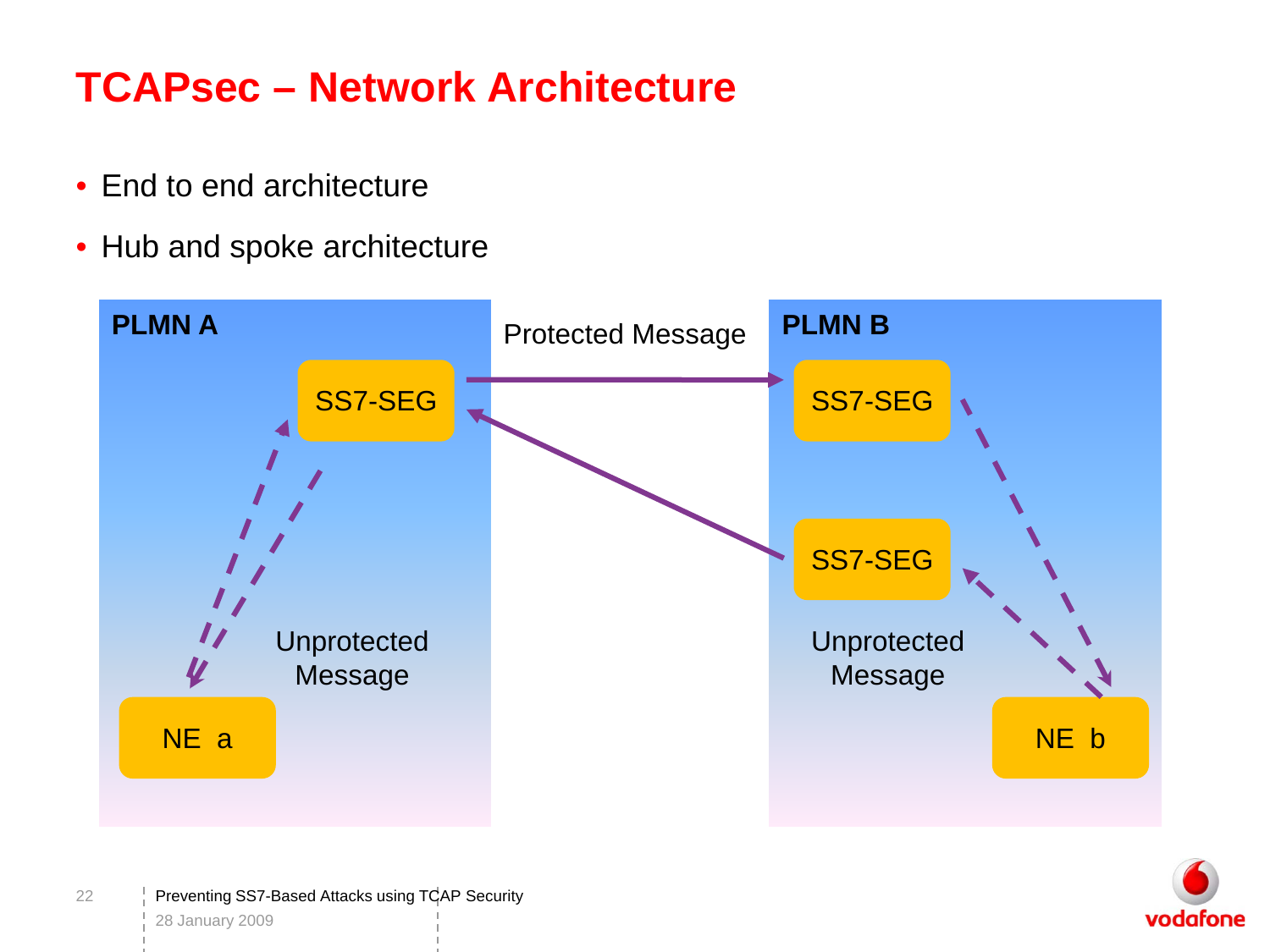# TCAPsec – Network Architecture

- End to end architecture
- Hub and spoke architecture

PLMN A

SS7-SEG

NE a

Unprotected Message

Protected Message

PLMN B

SS7-SEG

SS7-SEG

Unprotected Message

NE b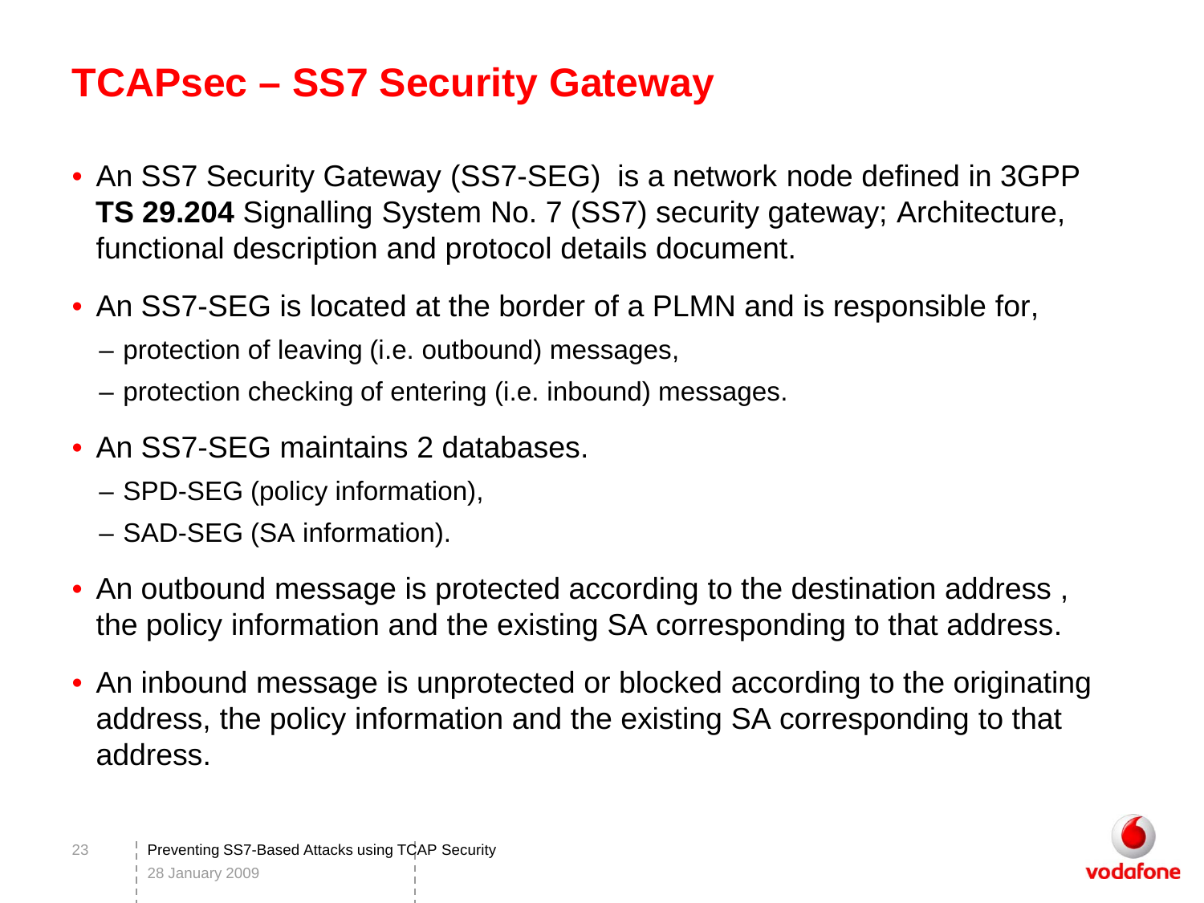# TCAPsec – SS7 Security Gateway

- An SS7 Security Gateway (SS7-SEG) is a network node defined in 3GPP **TS 29.204** Signalling System No. 7 (SS7) security gateway; Architecture, functional description and protocol details document.
- An SS7-SEG is located at the border of a PLMN and is responsible for,
  - protection of leaving (i.e. outbound) messages,
  - protection checking of entering (i.e. inbound) messages.
- An SS7-SEG maintains 2 databases.
  - SPD-SEG (policy information),
  - SAD-SEG (SA information).
- An outbound message is protected according to the destination address , the policy information and the existing SA corresponding to that address.
- An inbound message is unprotected or blocked according to the originating address, the policy information and the existing SA corresponding to that address.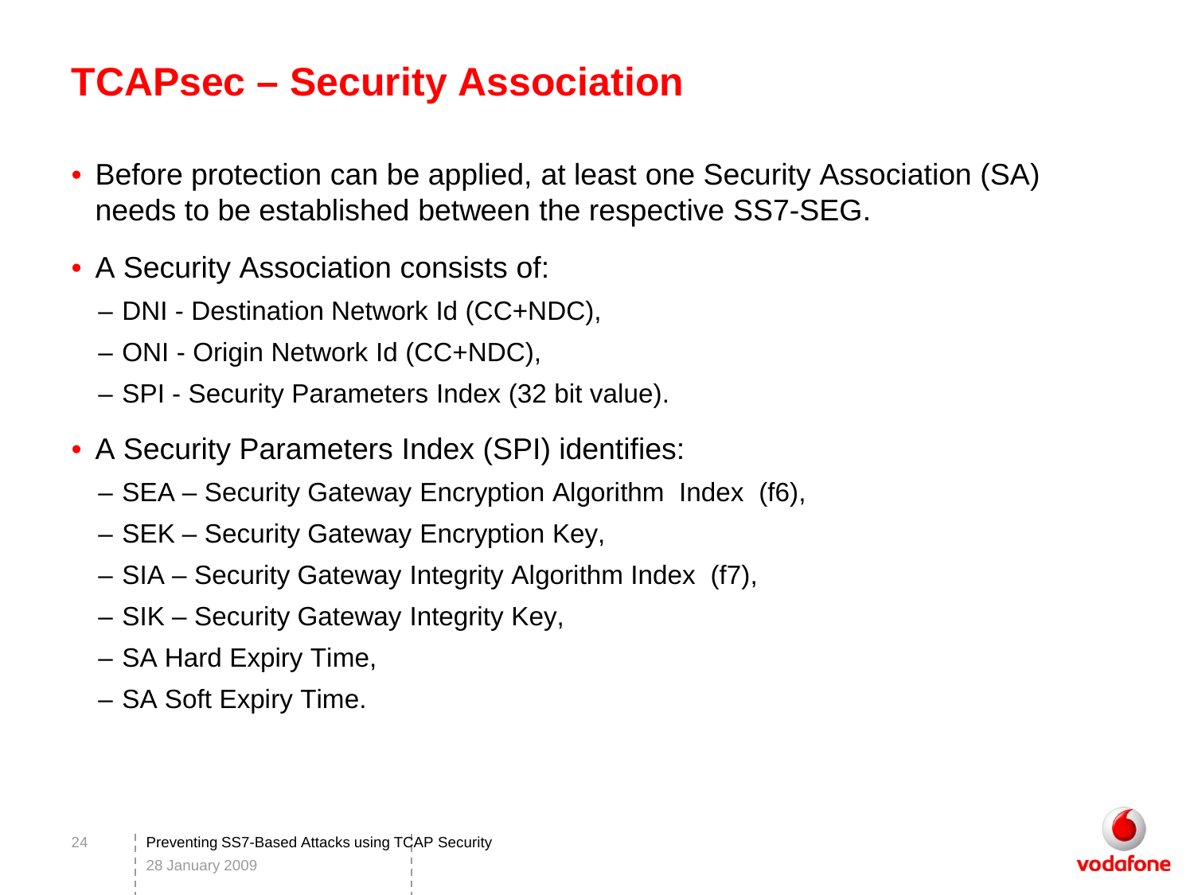# TCAPsec – Security Association

- Before protection can be applied, at least one Security Association (SA) needs to be established between the respective SS7-SEG.
- A Security Association consists of:
  - DNI - Destination Network Id (CC+NDC),
  - ONI - Origin Network Id (CC+NDC),
  - SPI - Security Parameters Index (32 bit value).
- A Security Parameters Index (SPI) identifies:
  - SEA – Security Gateway Encryption Algorithm Index (f6),
  - SEK – Security Gateway Encryption Key,
  - SIA – Security Gateway Integrity Algorithm Index (f7),
  - SIK – Security Gateway Integrity Key,
  - SA Hard Expiry Time,
  - SA Soft Expiry Time.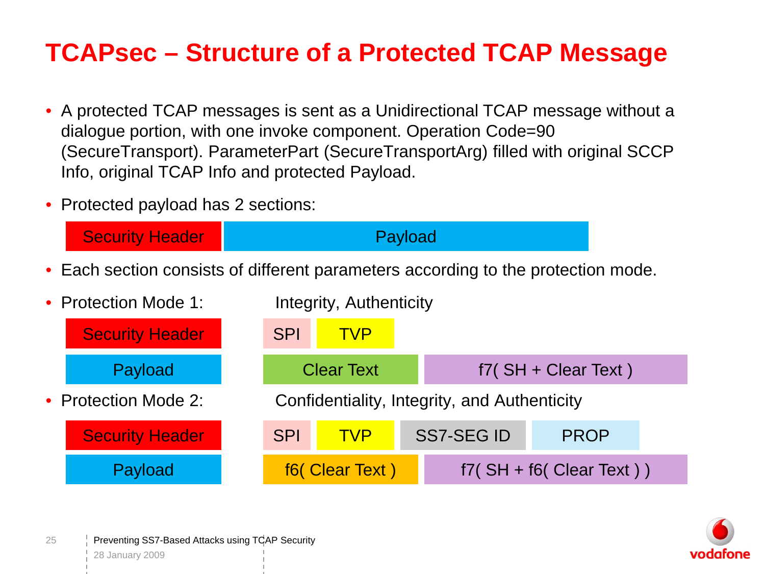# TCAPsec – Structure of a Protected TCAP Message

- A protected TCAP messages is sent as a Unidirectional TCAP message without a dialogue portion, with one invoke component. Operation Code=90 (SecureTransport). ParameterPart (SecureTransportArg) filled with original SCCP Info, original TCAP Info and protected Payload.
- Protected payload has 2 sections:

| Security Header | Payload |
|---|---|

- Each section consists of different parameters according to the protection mode.
- Protection Mode 1: Integrity, Authenticity

| Section | | |
|---|---|---|
| Security Header | SPI | TVP |
| Payload | Clear Text | f7( SH + Clear Text ) |

- Protection Mode 2: Confidentiality, Integrity, and Authenticity

| Section | | | | |
|---|---|---|---|---|
| Security Header | SPI | TVP | SS7-SEG ID | PROP |
| Payload | f6( Clear Text ) | f7( SH + f6( Clear Text ) ) | | |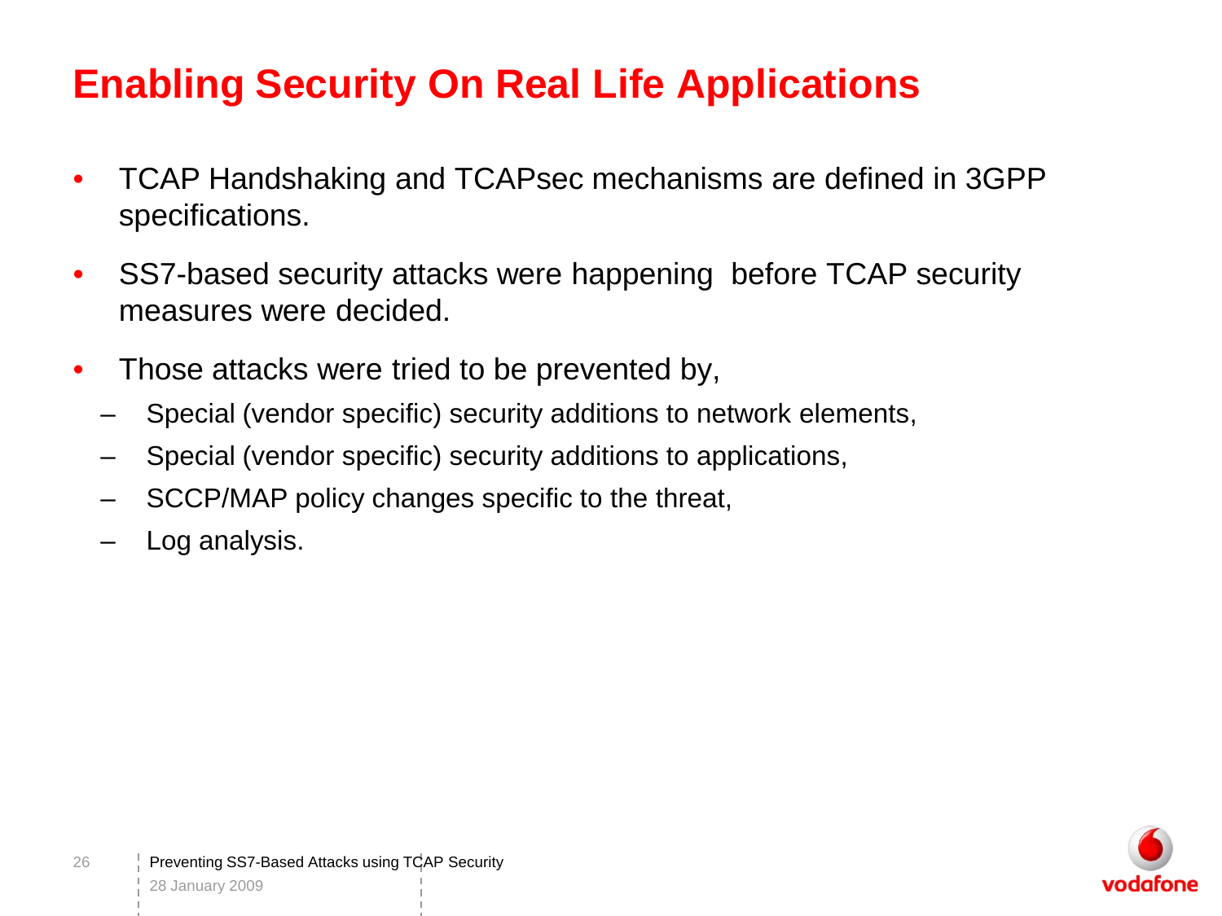# Enabling Security On Real Life Applications

- TCAP Handshaking and TCAPsec mechanisms are defined in 3GPP specifications.
- SS7-based security attacks were happening before TCAP security measures were decided.
- Those attacks were tried to be prevented by,
  - Special (vendor specific) security additions to network elements,
  - Special (vendor specific) security additions to applications,
  - SCCP/MAP policy changes specific to the threat,
  - Log analysis.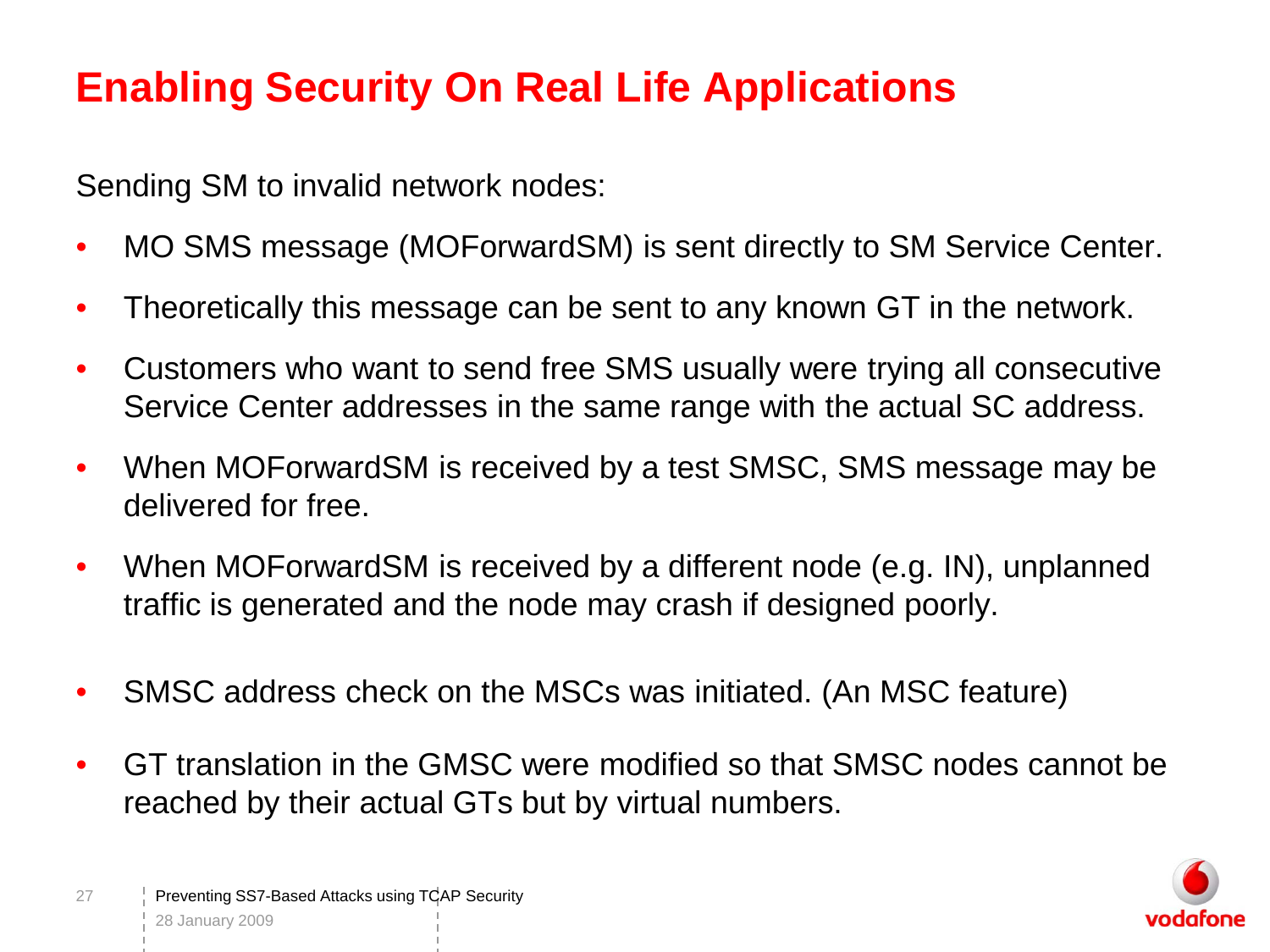# Enabling Security On Real Life Applications

Sending SM to invalid network nodes:

- MO SMS message (MOForwardSM) is sent directly to SM Service Center.
- Theoretically this message can be sent to any known GT in the network.
- Customers who want to send free SMS usually were trying all consecutive Service Center addresses in the same range with the actual SC address.
- When MOForwardSM is received by a test SMSC, SMS message may be delivered for free.
- When MOForwardSM is received by a different node (e.g. IN), unplanned traffic is generated and the node may crash if designed poorly.
- SMSC address check on the MSCs was initiated. (An MSC feature)
- GT translation in the GMSC were modified so that SMSC nodes cannot be reached by their actual GTs but by virtual numbers.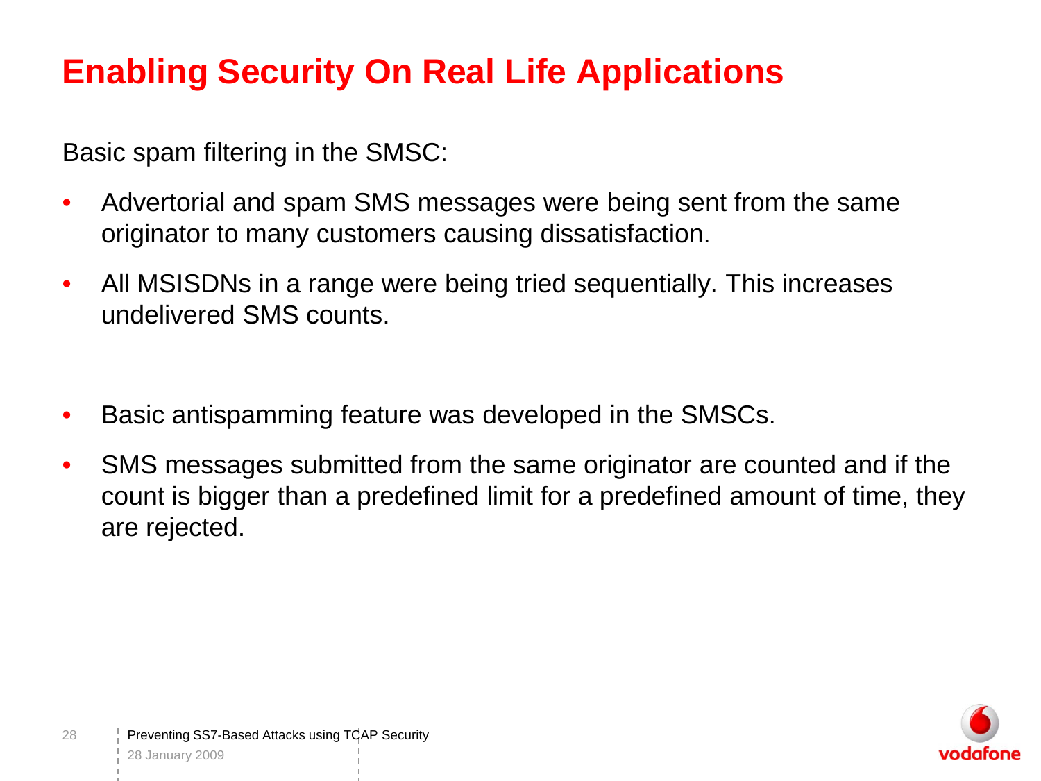# Enabling Security On Real Life Applications

Basic spam filtering in the SMSC:

- Advertorial and spam SMS messages were being sent from the same originator to many customers causing dissatisfaction.
- All MSISDNs in a range were being tried sequentially. This increases undelivered SMS counts.

- Basic antispamming feature was developed in the SMSCs.
- SMS messages submitted from the same originator are counted and if the count is bigger than a predefined limit for a predefined amount of time, they are rejected.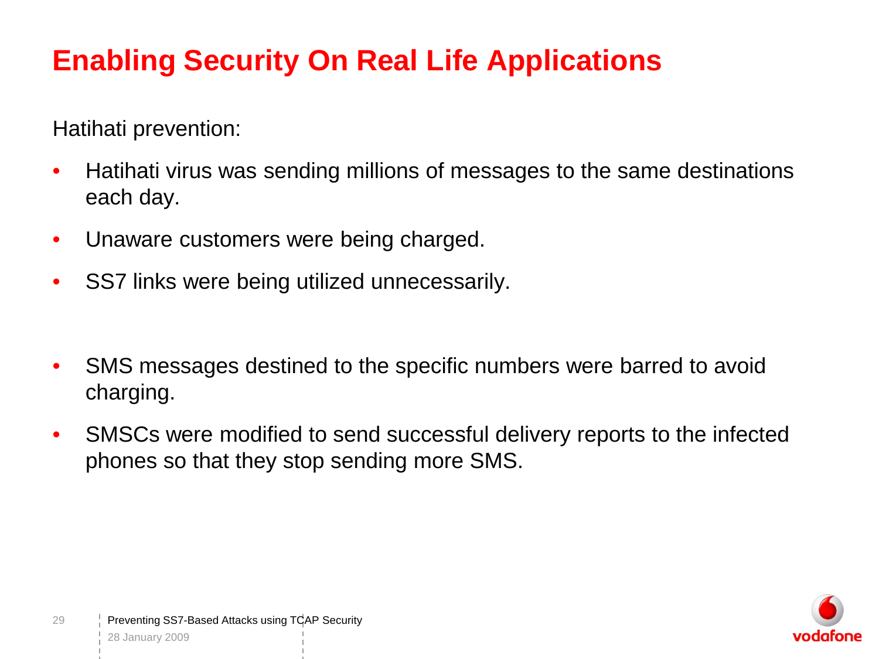# Enabling Security On Real Life Applications

Hatihati prevention:

- Hatihati virus was sending millions of messages to the same destinations each day.
- Unaware customers were being charged.
- SS7 links were being utilized unnecessarily.

- SMS messages destined to the specific numbers were barred to avoid charging.
- SMSCs were modified to send successful delivery reports to the infected phones so that they stop sending more SMS.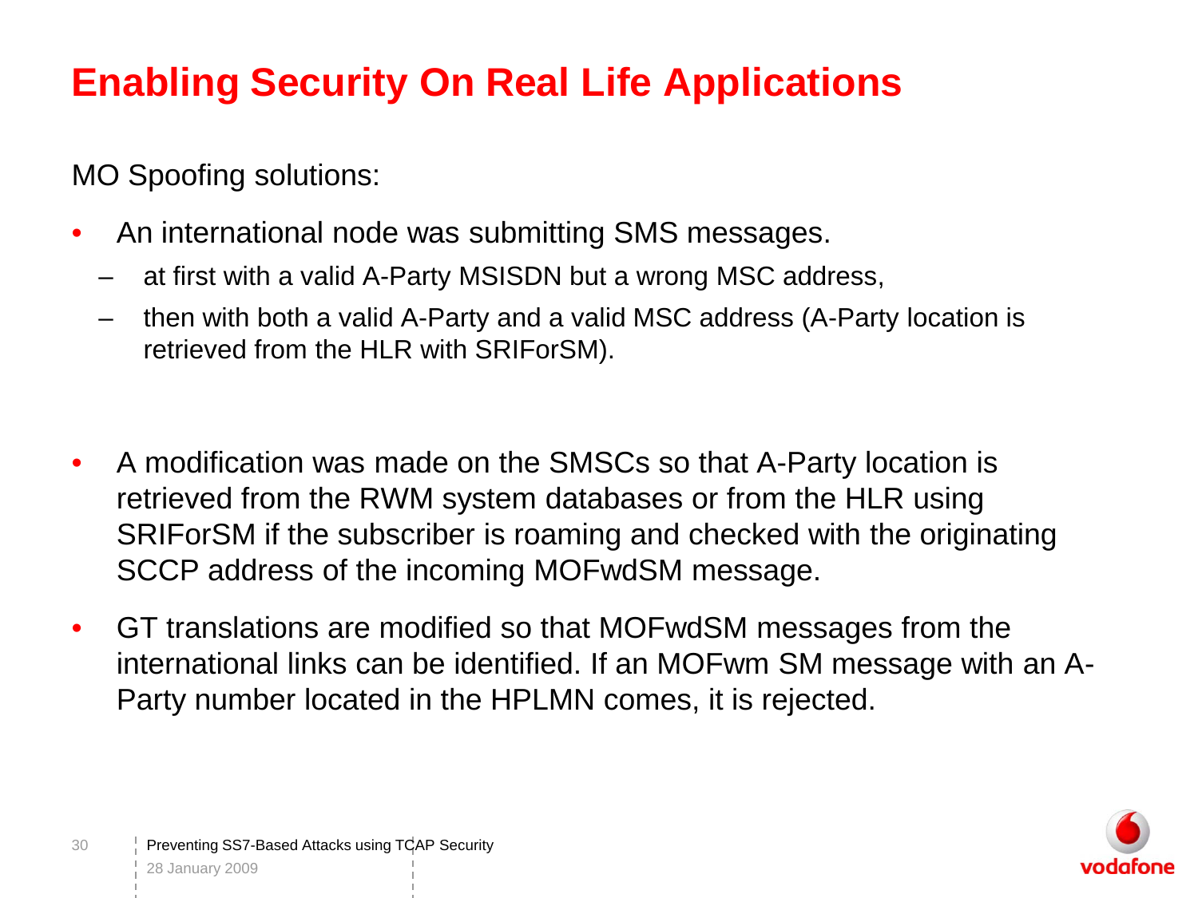# Enabling Security On Real Life Applications

MO Spoofing solutions:

- An international node was submitting SMS messages.
  - at first with a valid A-Party MSISDN but a wrong MSC address,
  - then with both a valid A-Party and a valid MSC address (A-Party location is retrieved from the HLR with SRIForSM).

- A modification was made on the SMSCs so that A-Party location is retrieved from the RWM system databases or from the HLR using SRIForSM if the subscriber is roaming and checked with the originating SCCP address of the incoming MOFwdSM message.
- GT translations are modified so that MOFwdSM messages from the international links can be identified. If an MOFwm SM message with an A-Party number located in the HPLMN comes, it is rejected.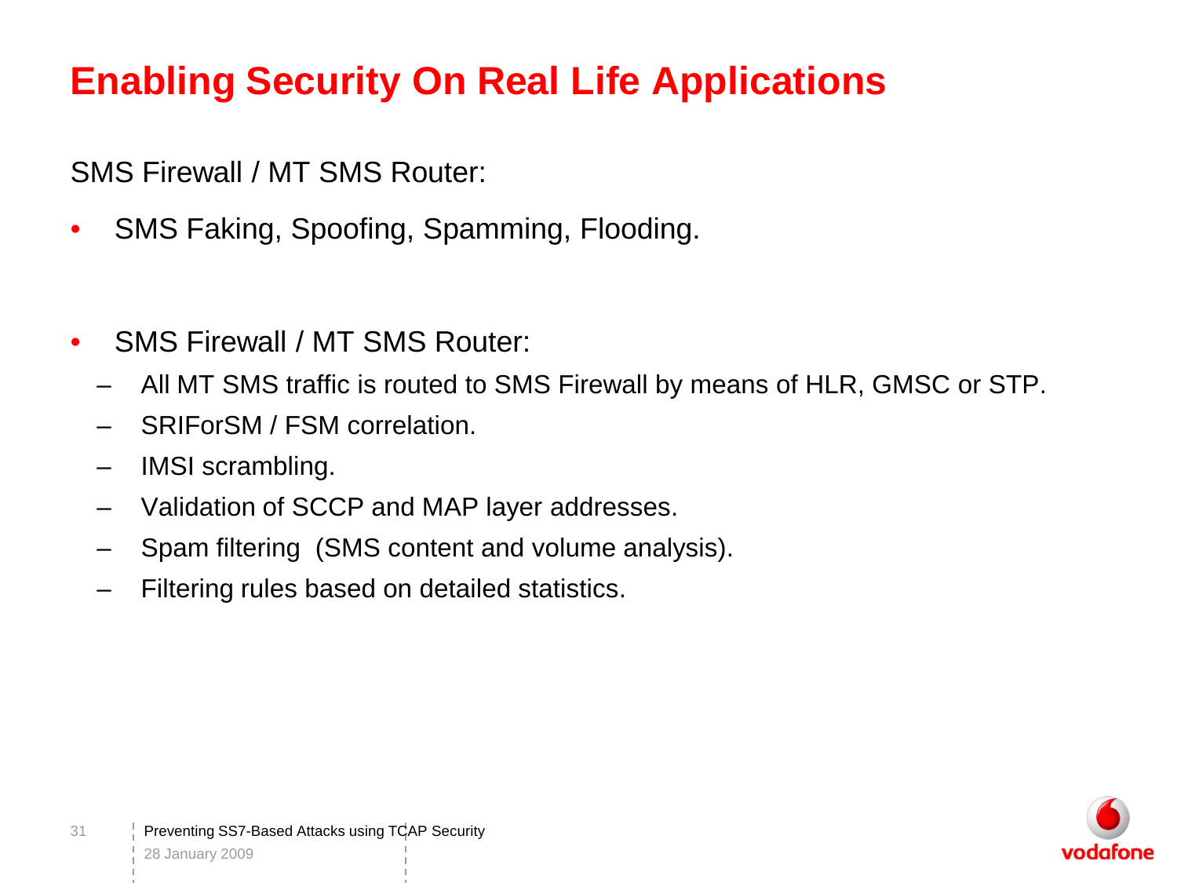# Enabling Security On Real Life Applications

SMS Firewall / MT SMS Router:

- SMS Faking, Spoofing, Spamming, Flooding.

- SMS Firewall / MT SMS Router:
  - All MT SMS traffic is routed to SMS Firewall by means of HLR, GMSC or STP.
  - SRIForSM / FSM correlation.
  - IMSI scrambling.
  - Validation of SCCP and MAP layer addresses.
  - Spam filtering (SMS content and volume analysis).
  - Filtering rules based on detailed statistics.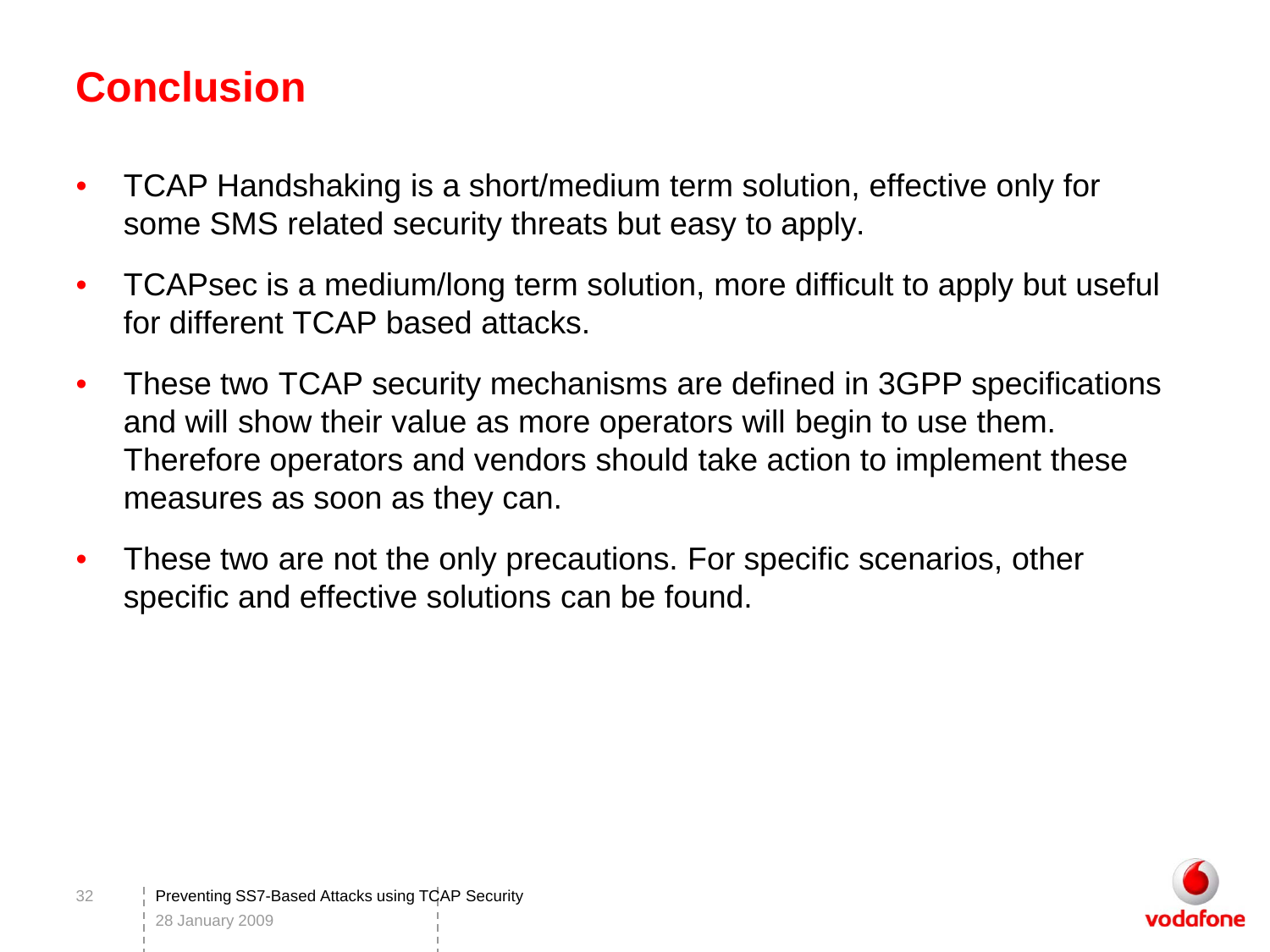# Conclusion

- TCAP Handshaking is a short/medium term solution, effective only for some SMS related security threats but easy to apply.
- TCAPsec is a medium/long term solution, more difficult to apply but useful for different TCAP based attacks.
- These two TCAP security mechanisms are defined in 3GPP specifications and will show their value as more operators will begin to use them. Therefore operators and vendors should take action to implement these measures as soon as they can.
- These two are not the only precautions. For specific scenarios, other specific and effective solutions can be found.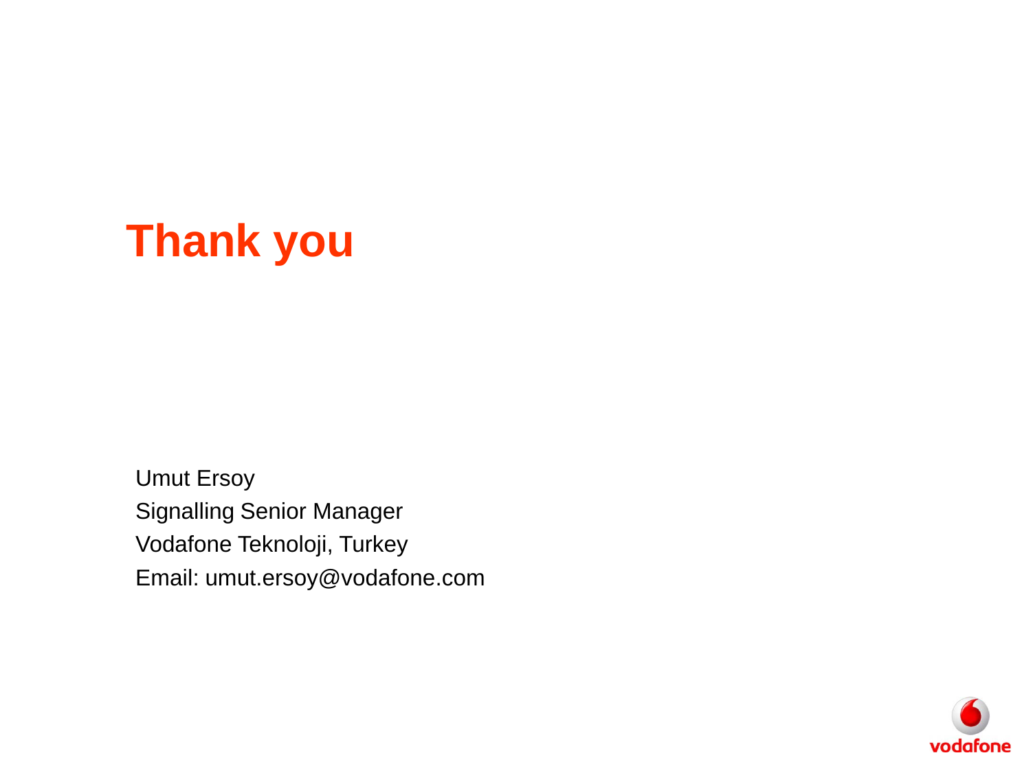# Thank you

Umut Ersoy
Signalling Senior Manager
Vodafone Teknoloji, Turkey
Email: umut.ersoy@vodafone.com